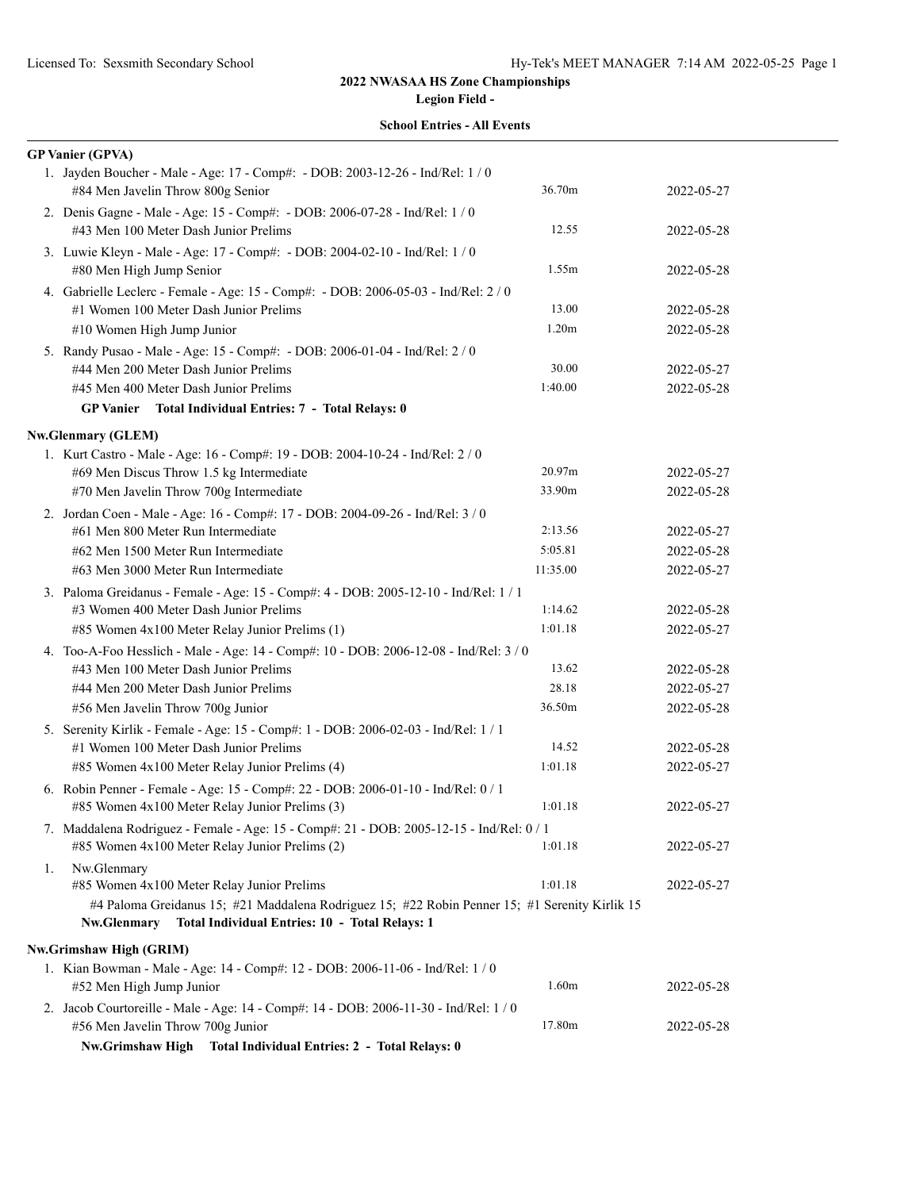# 2022 NWASAA HS Zone Championships

## Legion Field -

### School Entries - All Events

**GP Vanier (GPVA)**

1. Jayden Boucher - Male - Age: 17 - Comp#: - DOB: 2003-12-26 - Ind/Rel: 1 / 0
   - #84 Men Javelin Throw 800g Senior — 36.70m — 2022-05-27
2. Denis Gagne - Male - Age: 15 - Comp#: - DOB: 2006-07-28 - Ind/Rel: 1 / 0
   - #43 Men 100 Meter Dash Junior Prelims — 12.55 — 2022-05-28
3. Luwie Kleyn - Male - Age: 17 - Comp#: - DOB: 2004-02-10 - Ind/Rel: 1 / 0
   - #80 Men High Jump Senior — 1.55m — 2022-05-28
4. Gabrielle Leclerc - Female - Age: 15 - Comp#: - DOB: 2006-05-03 - Ind/Rel: 2 / 0
   - #1 Women 100 Meter Dash Junior Prelims — 13.00 — 2022-05-28
   - #10 Women High Jump Junior — 1.20m — 2022-05-28
5. Randy Pusao - Male - Age: 15 - Comp#: - DOB: 2006-01-04 - Ind/Rel: 2 / 0
   - #44 Men 200 Meter Dash Junior Prelims — 30.00 — 2022-05-27
   - #45 Men 400 Meter Dash Junior Prelims — 1:40.00 — 2022-05-28

**GP Vanier Total Individual Entries: 7 - Total Relays: 0**

**Nw.Glenmary (GLEM)**

1. Kurt Castro - Male - Age: 16 - Comp#: 19 - DOB: 2004-10-24 - Ind/Rel: 2 / 0
   - #69 Men Discus Throw 1.5 kg Intermediate — 20.97m — 2022-05-27
   - #70 Men Javelin Throw 700g Intermediate — 33.90m — 2022-05-28
2. Jordan Coen - Male - Age: 16 - Comp#: 17 - DOB: 2004-09-26 - Ind/Rel: 3 / 0
   - #61 Men 800 Meter Run Intermediate — 2:13.56 — 2022-05-27
   - #62 Men 1500 Meter Run Intermediate — 5:05.81 — 2022-05-28
   - #63 Men 3000 Meter Run Intermediate — 11:35.00 — 2022-05-27
3. Paloma Greidanus - Female - Age: 15 - Comp#: 4 - DOB: 2005-12-10 - Ind/Rel: 1 / 1
   - #3 Women 400 Meter Dash Junior Prelims — 1:14.62 — 2022-05-28
   - #85 Women 4x100 Meter Relay Junior Prelims (1) — 1:01.18 — 2022-05-27
4. Too-A-Foo Hesslich - Male - Age: 14 - Comp#: 10 - DOB: 2006-12-08 - Ind/Rel: 3 / 0
   - #43 Men 100 Meter Dash Junior Prelims — 13.62 — 2022-05-28
   - #44 Men 200 Meter Dash Junior Prelims — 28.18 — 2022-05-27
   - #56 Men Javelin Throw 700g Junior — 36.50m — 2022-05-28
5. Serenity Kirlik - Female - Age: 15 - Comp#: 1 - DOB: 2006-02-03 - Ind/Rel: 1 / 1
   - #1 Women 100 Meter Dash Junior Prelims — 14.52 — 2022-05-28
   - #85 Women 4x100 Meter Relay Junior Prelims (4) — 1:01.18 — 2022-05-27
6. Robin Penner - Female - Age: 15 - Comp#: 22 - DOB: 2006-01-10 - Ind/Rel: 0 / 1
   - #85 Women 4x100 Meter Relay Junior Prelims (3) — 1:01.18 — 2022-05-27
7. Maddalena Rodriguez - Female - Age: 15 - Comp#: 21 - DOB: 2005-12-15 - Ind/Rel: 0 / 1
   - #85 Women 4x100 Meter Relay Junior Prelims (2) — 1:01.18 — 2022-05-27

1. Nw.Glenmary
   - #85 Women 4x100 Meter Relay Junior Prelims — 1:01.18 — 2022-05-27
   - #4 Paloma Greidanus 15; #21 Maddalena Rodriguez 15; #22 Robin Penner 15; #1 Serenity Kirlik 15

**Nw.Glenmary Total Individual Entries: 10 - Total Relays: 1**

**Nw.Grimshaw High (GRIM)**

1. Kian Bowman - Male - Age: 14 - Comp#: 12 - DOB: 2006-11-06 - Ind/Rel: 1 / 0
   - #52 Men High Jump Junior — 1.60m — 2022-05-28
2. Jacob Courtoreille - Male - Age: 14 - Comp#: 14 - DOB: 2006-11-30 - Ind/Rel: 1 / 0
   - #56 Men Javelin Throw 700g Junior — 17.80m — 2022-05-28

**Nw.Grimshaw High Total Individual Entries: 2 - Total Relays: 0**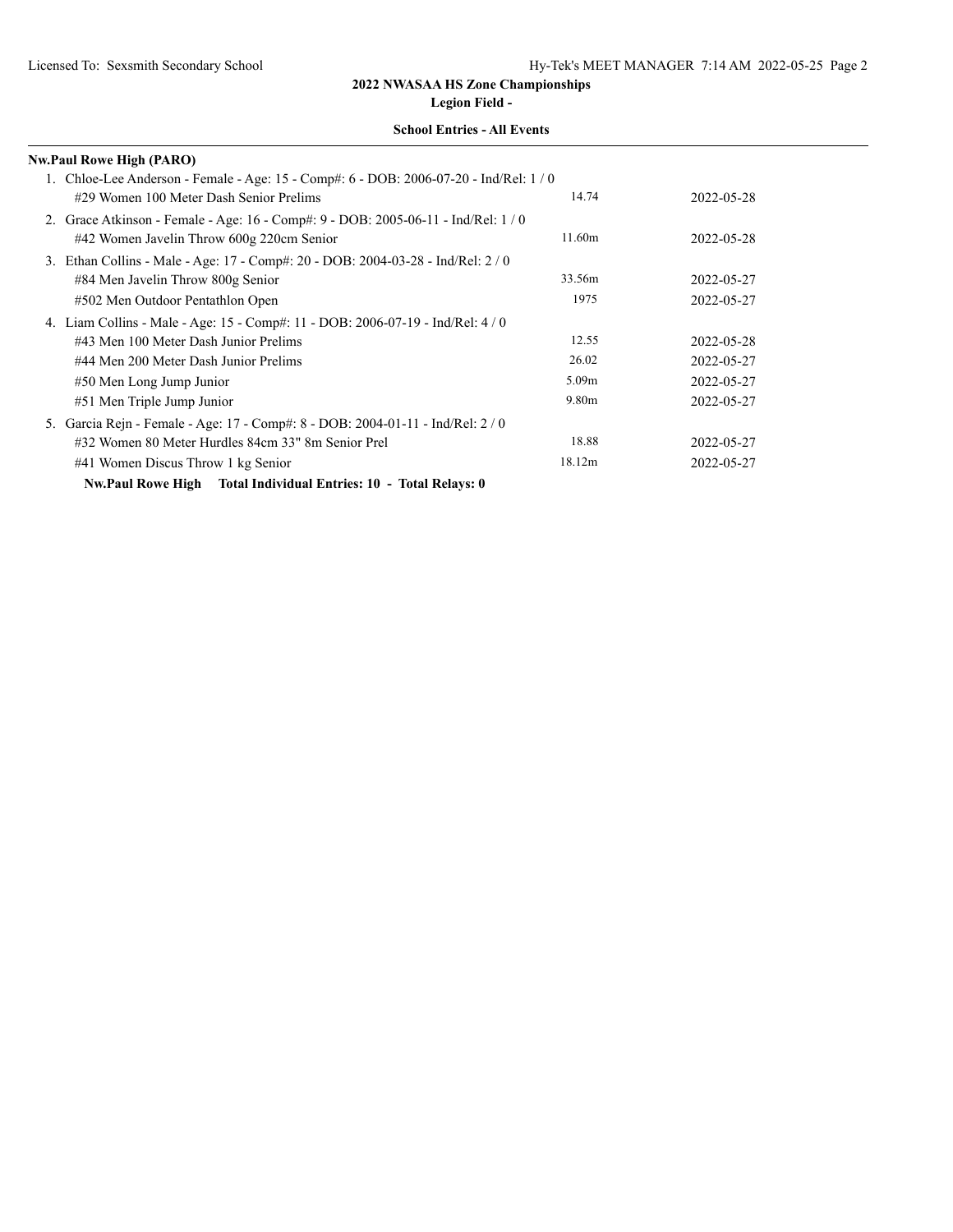**2022 NWASAA HS Zone Championships**

**Legion Field -**

**School Entries - All Events**

**Nw.Paul Rowe High (PARO)**

1. Chloe-Lee Anderson - Female - Age: 15 - Comp#: 6 - DOB: 2006-07-20 - Ind/Rel: 1 / 0

| Event | Mark | Date |
|---|---|---|
| #29 Women 100 Meter Dash Senior Prelims | 14.74 | 2022-05-28 |

2. Grace Atkinson - Female - Age: 16 - Comp#: 9 - DOB: 2005-06-11 - Ind/Rel: 1 / 0

| Event | Mark | Date |
|---|---|---|
| #42 Women Javelin Throw 600g 220cm Senior | 11.60m | 2022-05-28 |

3. Ethan Collins - Male - Age: 17 - Comp#: 20 - DOB: 2004-03-28 - Ind/Rel: 2 / 0

| Event | Mark | Date |
|---|---|---|
| #84 Men Javelin Throw 800g Senior | 33.56m | 2022-05-27 |
| #502 Men Outdoor Pentathlon Open | 1975 | 2022-05-27 |

4. Liam Collins - Male - Age: 15 - Comp#: 11 - DOB: 2006-07-19 - Ind/Rel: 4 / 0

| Event | Mark | Date |
|---|---|---|
| #43 Men 100 Meter Dash Junior Prelims | 12.55 | 2022-05-28 |
| #44 Men 200 Meter Dash Junior Prelims | 26.02 | 2022-05-27 |
| #50 Men Long Jump Junior | 5.09m | 2022-05-27 |
| #51 Men Triple Jump Junior | 9.80m | 2022-05-27 |

5. Garcia Rejn - Female - Age: 17 - Comp#: 8 - DOB: 2004-01-11 - Ind/Rel: 2 / 0

| Event | Mark | Date |
|---|---|---|
| #32 Women 80 Meter Hurdles 84cm 33" 8m Senior Prel | 18.88 | 2022-05-27 |
| #41 Women Discus Throw 1 kg Senior | 18.12m | 2022-05-27 |

**Nw.Paul Rowe High Total Individual Entries: 10 - Total Relays: 0**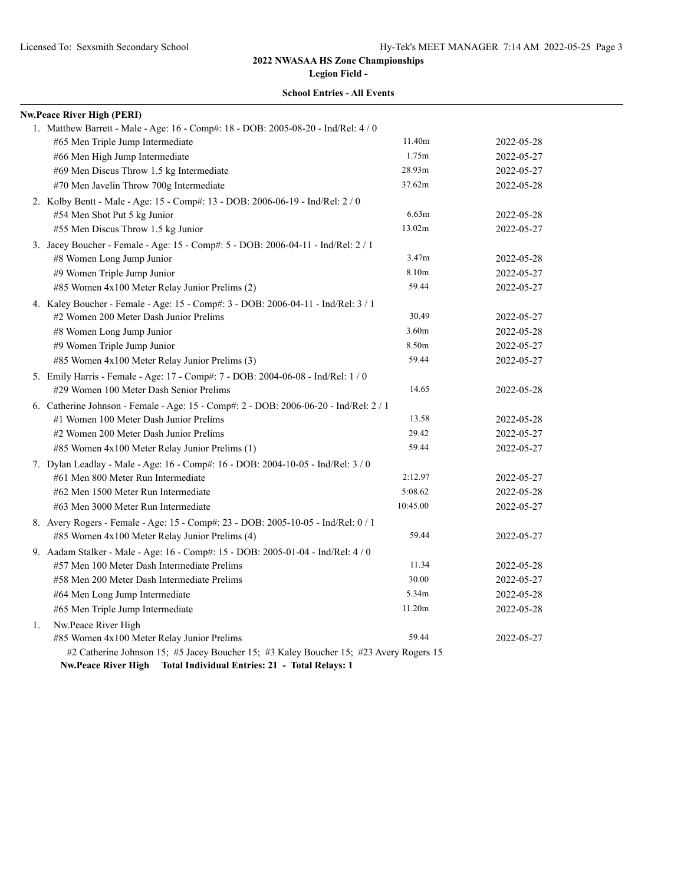## 2022 NWASAA HS Zone Championships

**Legion Field -**

**School Entries - All Events**

**Nw.Peace River High (PERI)**

1. Matthew Barrett - Male - Age: 16 - Comp#: 18 - DOB: 2005-08-20 - Ind/Rel: 4 / 0

| Event | Mark | Date |
|---|---|---|
| #65 Men Triple Jump Intermediate | 11.40m | 2022-05-28 |
| #66 Men High Jump Intermediate | 1.75m | 2022-05-27 |
| #69 Men Discus Throw 1.5 kg Intermediate | 28.93m | 2022-05-27 |
| #70 Men Javelin Throw 700g Intermediate | 37.62m | 2022-05-28 |

2. Kolby Bentt - Male - Age: 15 - Comp#: 13 - DOB: 2006-06-19 - Ind/Rel: 2 / 0

| Event | Mark | Date |
|---|---|---|
| #54 Men Shot Put 5 kg Junior | 6.63m | 2022-05-28 |
| #55 Men Discus Throw 1.5 kg Junior | 13.02m | 2022-05-27 |

3. Jacey Boucher - Female - Age: 15 - Comp#: 5 - DOB: 2006-04-11 - Ind/Rel: 2 / 1

| Event | Mark | Date |
|---|---|---|
| #8 Women Long Jump Junior | 3.47m | 2022-05-28 |
| #9 Women Triple Jump Junior | 8.10m | 2022-05-27 |
| #85 Women 4x100 Meter Relay Junior Prelims (2) | 59.44 | 2022-05-27 |

4. Kaley Boucher - Female - Age: 15 - Comp#: 3 - DOB: 2006-04-11 - Ind/Rel: 3 / 1

| Event | Mark | Date |
|---|---|---|
| #2 Women 200 Meter Dash Junior Prelims | 30.49 | 2022-05-27 |
| #8 Women Long Jump Junior | 3.60m | 2022-05-28 |
| #9 Women Triple Jump Junior | 8.50m | 2022-05-27 |
| #85 Women 4x100 Meter Relay Junior Prelims (3) | 59.44 | 2022-05-27 |

5. Emily Harris - Female - Age: 17 - Comp#: 7 - DOB: 2004-06-08 - Ind/Rel: 1 / 0

| Event | Mark | Date |
|---|---|---|
| #29 Women 100 Meter Dash Senior Prelims | 14.65 | 2022-05-28 |

6. Catherine Johnson - Female - Age: 15 - Comp#: 2 - DOB: 2006-06-20 - Ind/Rel: 2 / 1

| Event | Mark | Date |
|---|---|---|
| #1 Women 100 Meter Dash Junior Prelims | 13.58 | 2022-05-28 |
| #2 Women 200 Meter Dash Junior Prelims | 29.42 | 2022-05-27 |
| #85 Women 4x100 Meter Relay Junior Prelims (1) | 59.44 | 2022-05-27 |

7. Dylan Leadlay - Male - Age: 16 - Comp#: 16 - DOB: 2004-10-05 - Ind/Rel: 3 / 0

| Event | Mark | Date |
|---|---|---|
| #61 Men 800 Meter Run Intermediate | 2:12.97 | 2022-05-27 |
| #62 Men 1500 Meter Run Intermediate | 5:08.62 | 2022-05-28 |
| #63 Men 3000 Meter Run Intermediate | 10:45.00 | 2022-05-27 |

8. Avery Rogers - Female - Age: 15 - Comp#: 23 - DOB: 2005-10-05 - Ind/Rel: 0 / 1

| Event | Mark | Date |
|---|---|---|
| #85 Women 4x100 Meter Relay Junior Prelims (4) | 59.44 | 2022-05-27 |

9. Aadam Stalker - Male - Age: 16 - Comp#: 15 - DOB: 2005-01-04 - Ind/Rel: 4 / 0

| Event | Mark | Date |
|---|---|---|
| #57 Men 100 Meter Dash Intermediate Prelims | 11.34 | 2022-05-28 |
| #58 Men 200 Meter Dash Intermediate Prelims | 30.00 | 2022-05-27 |
| #64 Men Long Jump Intermediate | 5.34m | 2022-05-28 |
| #65 Men Triple Jump Intermediate | 11.20m | 2022-05-28 |

1. Nw.Peace River High

| Event | Mark | Date |
|---|---|---|
| #85 Women 4x100 Meter Relay Junior Prelims | 59.44 | 2022-05-27 |

#2 Catherine Johnson 15; #5 Jacey Boucher 15; #3 Kaley Boucher 15; #23 Avery Rogers 15

**Nw.Peace River High Total Individual Entries: 21 - Total Relays: 1**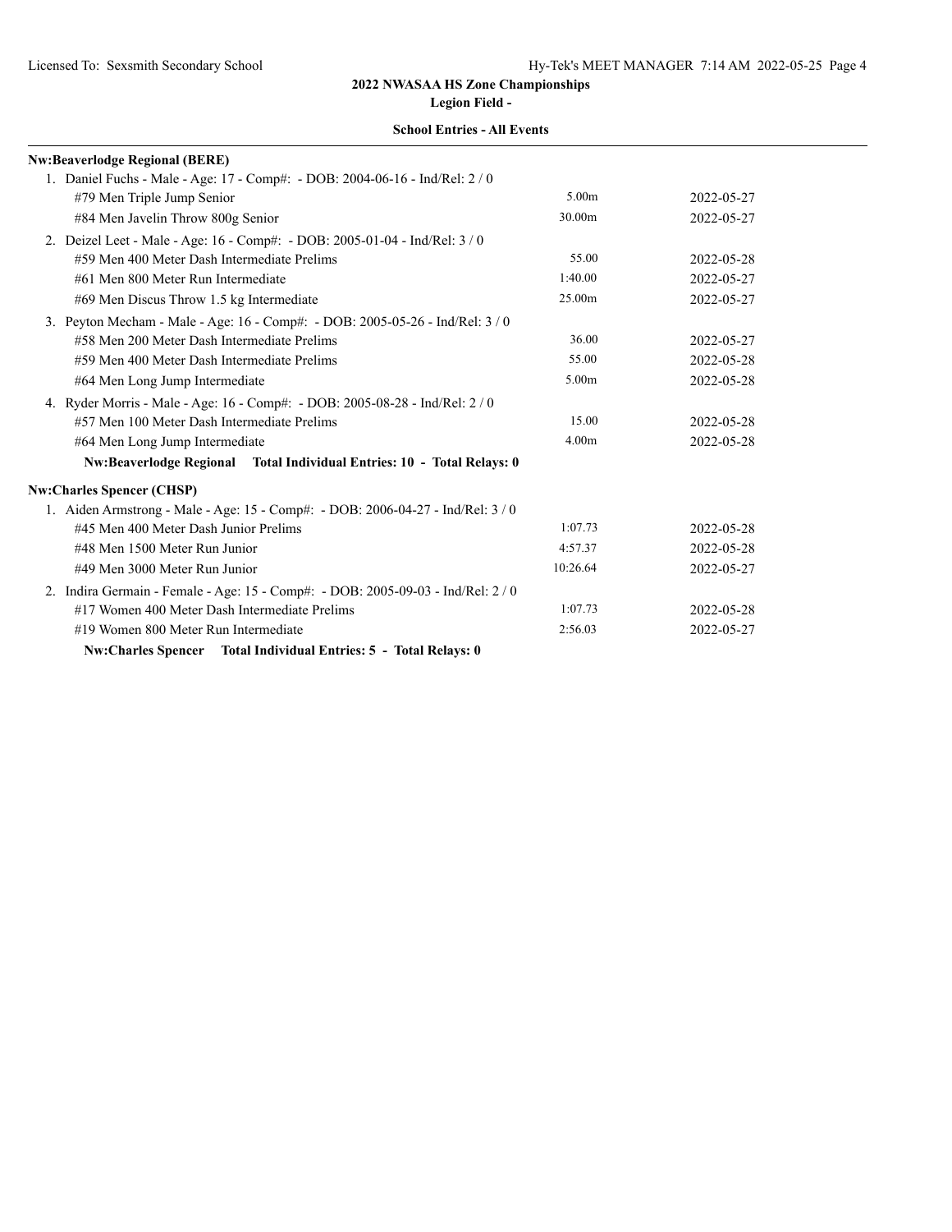**2022 NWASAA HS Zone Championships**

**Legion Field -**

**School Entries - All Events**

**Nw:Beaverlodge Regional (BERE)**

1. Daniel Fuchs - Male - Age: 17 - Comp#: - DOB: 2004-06-16 - Ind/Rel: 2 / 0

| Event | Entry | Date |
|---|---|---|
| #79 Men Triple Jump Senior | 5.00m | 2022-05-27 |
| #84 Men Javelin Throw 800g Senior | 30.00m | 2022-05-27 |

2. Deizel Leet - Male - Age: 16 - Comp#: - DOB: 2005-01-04 - Ind/Rel: 3 / 0

| Event | Entry | Date |
|---|---|---|
| #59 Men 400 Meter Dash Intermediate Prelims | 55.00 | 2022-05-28 |
| #61 Men 800 Meter Run Intermediate | 1:40.00 | 2022-05-27 |
| #69 Men Discus Throw 1.5 kg Intermediate | 25.00m | 2022-05-27 |

3. Peyton Mecham - Male - Age: 16 - Comp#: - DOB: 2005-05-26 - Ind/Rel: 3 / 0

| Event | Entry | Date |
|---|---|---|
| #58 Men 200 Meter Dash Intermediate Prelims | 36.00 | 2022-05-27 |
| #59 Men 400 Meter Dash Intermediate Prelims | 55.00 | 2022-05-28 |
| #64 Men Long Jump Intermediate | 5.00m | 2022-05-28 |

4. Ryder Morris - Male - Age: 16 - Comp#: - DOB: 2005-08-28 - Ind/Rel: 2 / 0

| Event | Entry | Date |
|---|---|---|
| #57 Men 100 Meter Dash Intermediate Prelims | 15.00 | 2022-05-28 |
| #64 Men Long Jump Intermediate | 4.00m | 2022-05-28 |

**Nw:Beaverlodge Regional Total Individual Entries: 10 - Total Relays: 0**

**Nw:Charles Spencer (CHSP)**

1. Aiden Armstrong - Male - Age: 15 - Comp#: - DOB: 2006-04-27 - Ind/Rel: 3 / 0

| Event | Entry | Date |
|---|---|---|
| #45 Men 400 Meter Dash Junior Prelims | 1:07.73 | 2022-05-28 |
| #48 Men 1500 Meter Run Junior | 4:57.37 | 2022-05-28 |
| #49 Men 3000 Meter Run Junior | 10:26.64 | 2022-05-27 |

2. Indira Germain - Female - Age: 15 - Comp#: - DOB: 2005-09-03 - Ind/Rel: 2 / 0

| Event | Entry | Date |
|---|---|---|
| #17 Women 400 Meter Dash Intermediate Prelims | 1:07.73 | 2022-05-28 |
| #19 Women 800 Meter Run Intermediate | 2:56.03 | 2022-05-27 |

**Nw:Charles Spencer Total Individual Entries: 5 - Total Relays: 0**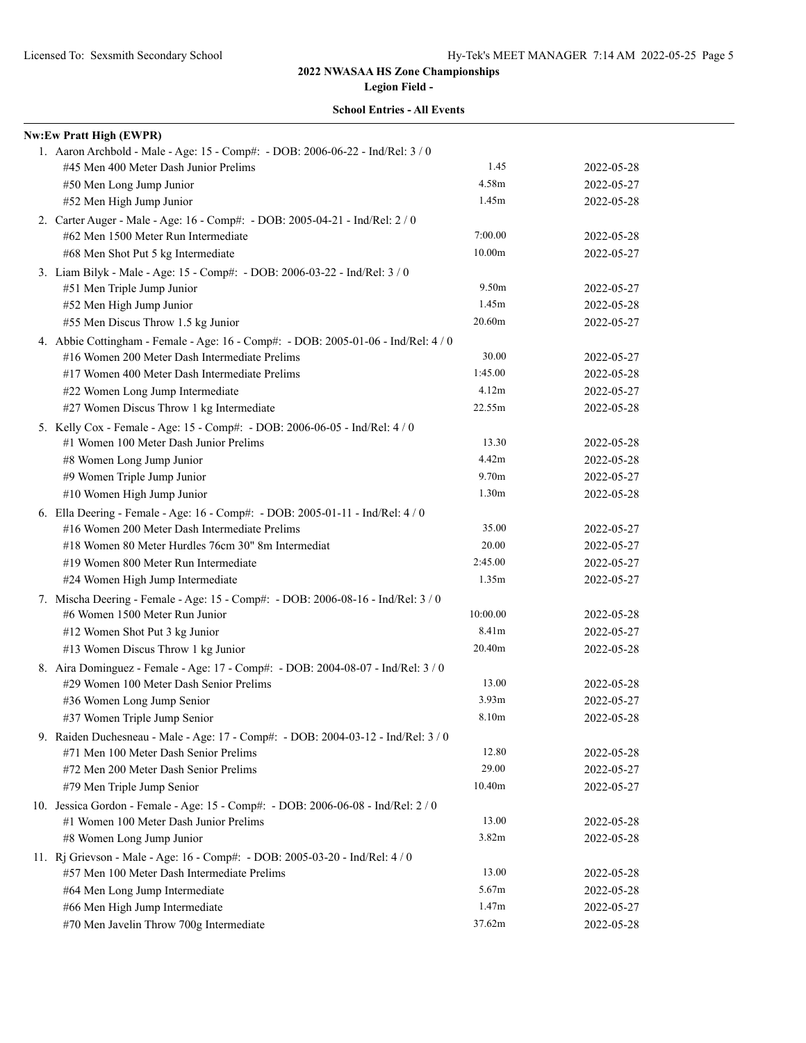## 2022 NWASAA HS Zone Championships

**Legion Field -**

**School Entries - All Events**

**Nw:Ew Pratt High (EWPR)**

1. Aaron Archbold - Male - Age: 15 - Comp#: - DOB: 2006-06-22 - Ind/Rel: 3 / 0

| Event | Mark | Date |
|---|---|---|
| #45 Men 400 Meter Dash Junior Prelims | 1.45 | 2022-05-28 |
| #50 Men Long Jump Junior | 4.58m | 2022-05-27 |
| #52 Men High Jump Junior | 1.45m | 2022-05-28 |

2. Carter Auger - Male - Age: 16 - Comp#: - DOB: 2005-04-21 - Ind/Rel: 2 / 0

| Event | Mark | Date |
|---|---|---|
| #62 Men 1500 Meter Run Intermediate | 7:00.00 | 2022-05-28 |
| #68 Men Shot Put 5 kg Intermediate | 10.00m | 2022-05-27 |

3. Liam Bilyk - Male - Age: 15 - Comp#: - DOB: 2006-03-22 - Ind/Rel: 3 / 0

| Event | Mark | Date |
|---|---|---|
| #51 Men Triple Jump Junior | 9.50m | 2022-05-27 |
| #52 Men High Jump Junior | 1.45m | 2022-05-28 |
| #55 Men Discus Throw 1.5 kg Junior | 20.60m | 2022-05-27 |

4. Abbie Cottingham - Female - Age: 16 - Comp#: - DOB: 2005-01-06 - Ind/Rel: 4 / 0

| Event | Mark | Date |
|---|---|---|
| #16 Women 200 Meter Dash Intermediate Prelims | 30.00 | 2022-05-27 |
| #17 Women 400 Meter Dash Intermediate Prelims | 1:45.00 | 2022-05-28 |
| #22 Women Long Jump Intermediate | 4.12m | 2022-05-27 |
| #27 Women Discus Throw 1 kg Intermediate | 22.55m | 2022-05-28 |

5. Kelly Cox - Female - Age: 15 - Comp#: - DOB: 2006-06-05 - Ind/Rel: 4 / 0

| Event | Mark | Date |
|---|---|---|
| #1 Women 100 Meter Dash Junior Prelims | 13.30 | 2022-05-28 |
| #8 Women Long Jump Junior | 4.42m | 2022-05-28 |
| #9 Women Triple Jump Junior | 9.70m | 2022-05-27 |
| #10 Women High Jump Junior | 1.30m | 2022-05-28 |

6. Ella Deering - Female - Age: 16 - Comp#: - DOB: 2005-01-11 - Ind/Rel: 4 / 0

| Event | Mark | Date |
|---|---|---|
| #16 Women 200 Meter Dash Intermediate Prelims | 35.00 | 2022-05-27 |
| #18 Women 80 Meter Hurdles 76cm 30" 8m Intermediat | 20.00 | 2022-05-27 |
| #19 Women 800 Meter Run Intermediate | 2:45.00 | 2022-05-27 |
| #24 Women High Jump Intermediate | 1.35m | 2022-05-27 |

7. Mischa Deering - Female - Age: 15 - Comp#: - DOB: 2006-08-16 - Ind/Rel: 3 / 0

| Event | Mark | Date |
|---|---|---|
| #6 Women 1500 Meter Run Junior | 10:00.00 | 2022-05-28 |
| #12 Women Shot Put 3 kg Junior | 8.41m | 2022-05-27 |
| #13 Women Discus Throw 1 kg Junior | 20.40m | 2022-05-28 |

8. Aira Dominguez - Female - Age: 17 - Comp#: - DOB: 2004-08-07 - Ind/Rel: 3 / 0

| Event | Mark | Date |
|---|---|---|
| #29 Women 100 Meter Dash Senior Prelims | 13.00 | 2022-05-28 |
| #36 Women Long Jump Senior | 3.93m | 2022-05-27 |
| #37 Women Triple Jump Senior | 8.10m | 2022-05-28 |

9. Raiden Duchesneau - Male - Age: 17 - Comp#: - DOB: 2004-03-12 - Ind/Rel: 3 / 0

| Event | Mark | Date |
|---|---|---|
| #71 Men 100 Meter Dash Senior Prelims | 12.80 | 2022-05-28 |
| #72 Men 200 Meter Dash Senior Prelims | 29.00 | 2022-05-27 |
| #79 Men Triple Jump Senior | 10.40m | 2022-05-27 |

10. Jessica Gordon - Female - Age: 15 - Comp#: - DOB: 2006-06-08 - Ind/Rel: 2 / 0

| Event | Mark | Date |
|---|---|---|
| #1 Women 100 Meter Dash Junior Prelims | 13.00 | 2022-05-28 |
| #8 Women Long Jump Junior | 3.82m | 2022-05-28 |

11. Rj Grievson - Male - Age: 16 - Comp#: - DOB: 2005-03-20 - Ind/Rel: 4 / 0

| Event | Mark | Date |
|---|---|---|
| #57 Men 100 Meter Dash Intermediate Prelims | 13.00 | 2022-05-28 |
| #64 Men Long Jump Intermediate | 5.67m | 2022-05-28 |
| #66 Men High Jump Intermediate | 1.47m | 2022-05-27 |
| #70 Men Javelin Throw 700g Intermediate | 37.62m | 2022-05-28 |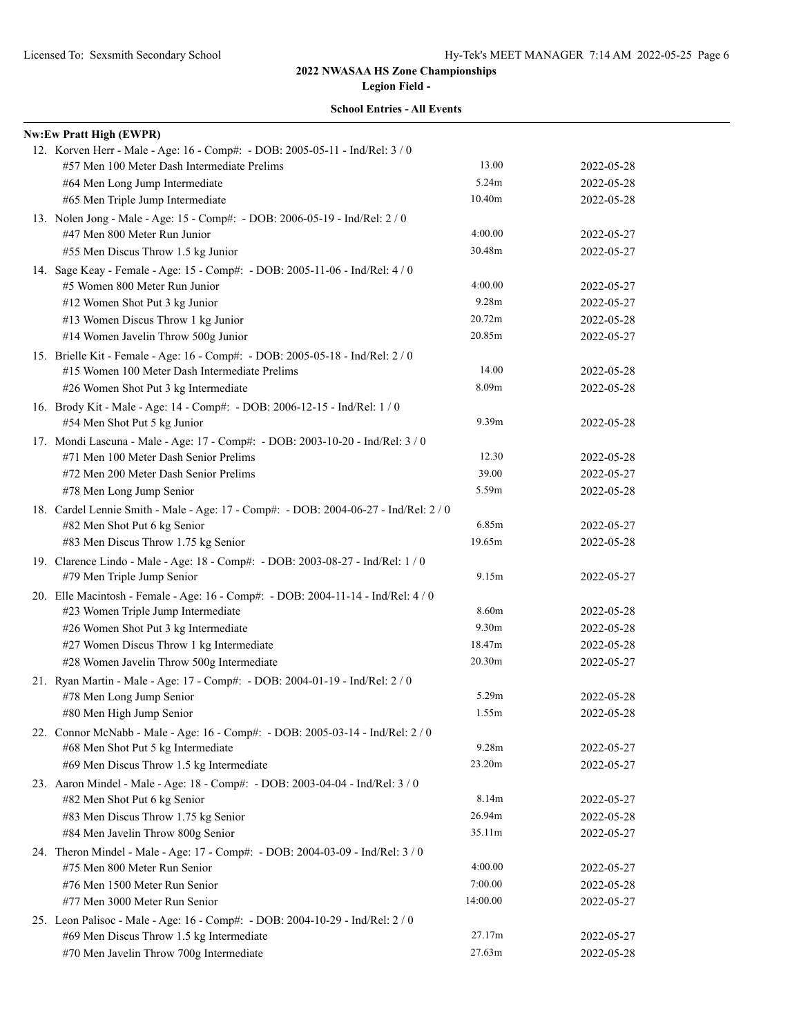# 2022 NWASAA HS Zone Championships

## Legion Field -

### School Entries - All Events

**Nw:Ew Pratt High (EWPR)**

12. Korven Herr - Male - Age: 16 - Comp#: - DOB: 2005-05-11 - Ind/Rel: 3 / 0

| Event | Mark | Date |
|---|---|---|
| #57 Men 100 Meter Dash Intermediate Prelims | 13.00 | 2022-05-28 |
| #64 Men Long Jump Intermediate | 5.24m | 2022-05-28 |
| #65 Men Triple Jump Intermediate | 10.40m | 2022-05-28 |

13. Nolen Jong - Male - Age: 15 - Comp#: - DOB: 2006-05-19 - Ind/Rel: 2 / 0

| Event | Mark | Date |
|---|---|---|
| #47 Men 800 Meter Run Junior | 4:00.00 | 2022-05-27 |
| #55 Men Discus Throw 1.5 kg Junior | 30.48m | 2022-05-27 |

14. Sage Keay - Female - Age: 15 - Comp#: - DOB: 2005-11-06 - Ind/Rel: 4 / 0

| Event | Mark | Date |
|---|---|---|
| #5 Women 800 Meter Run Junior | 4:00.00 | 2022-05-27 |
| #12 Women Shot Put 3 kg Junior | 9.28m | 2022-05-27 |
| #13 Women Discus Throw 1 kg Junior | 20.72m | 2022-05-28 |
| #14 Women Javelin Throw 500g Junior | 20.85m | 2022-05-27 |

15. Brielle Kit - Female - Age: 16 - Comp#: - DOB: 2005-05-18 - Ind/Rel: 2 / 0

| Event | Mark | Date |
|---|---|---|
| #15 Women 100 Meter Dash Intermediate Prelims | 14.00 | 2022-05-28 |
| #26 Women Shot Put 3 kg Intermediate | 8.09m | 2022-05-28 |

16. Brody Kit - Male - Age: 14 - Comp#: - DOB: 2006-12-15 - Ind/Rel: 1 / 0

| Event | Mark | Date |
|---|---|---|
| #54 Men Shot Put 5 kg Junior | 9.39m | 2022-05-28 |

17. Mondi Lascuna - Male - Age: 17 - Comp#: - DOB: 2003-10-20 - Ind/Rel: 3 / 0

| Event | Mark | Date |
|---|---|---|
| #71 Men 100 Meter Dash Senior Prelims | 12.30 | 2022-05-28 |
| #72 Men 200 Meter Dash Senior Prelims | 39.00 | 2022-05-27 |
| #78 Men Long Jump Senior | 5.59m | 2022-05-28 |

18. Cardel Lennie Smith - Male - Age: 17 - Comp#: - DOB: 2004-06-27 - Ind/Rel: 2 / 0

| Event | Mark | Date |
|---|---|---|
| #82 Men Shot Put 6 kg Senior | 6.85m | 2022-05-27 |
| #83 Men Discus Throw 1.75 kg Senior | 19.65m | 2022-05-28 |

19. Clarence Lindo - Male - Age: 18 - Comp#: - DOB: 2003-08-27 - Ind/Rel: 1 / 0

| Event | Mark | Date |
|---|---|---|
| #79 Men Triple Jump Senior | 9.15m | 2022-05-27 |

20. Elle Macintosh - Female - Age: 16 - Comp#: - DOB: 2004-11-14 - Ind/Rel: 4 / 0

| Event | Mark | Date |
|---|---|---|
| #23 Women Triple Jump Intermediate | 8.60m | 2022-05-28 |
| #26 Women Shot Put 3 kg Intermediate | 9.30m | 2022-05-28 |
| #27 Women Discus Throw 1 kg Intermediate | 18.47m | 2022-05-28 |
| #28 Women Javelin Throw 500g Intermediate | 20.30m | 2022-05-27 |

21. Ryan Martin - Male - Age: 17 - Comp#: - DOB: 2004-01-19 - Ind/Rel: 2 / 0

| Event | Mark | Date |
|---|---|---|
| #78 Men Long Jump Senior | 5.29m | 2022-05-28 |
| #80 Men High Jump Senior | 1.55m | 2022-05-28 |

22. Connor McNabb - Male - Age: 16 - Comp#: - DOB: 2005-03-14 - Ind/Rel: 2 / 0

| Event | Mark | Date |
|---|---|---|
| #68 Men Shot Put 5 kg Intermediate | 9.28m | 2022-05-27 |
| #69 Men Discus Throw 1.5 kg Intermediate | 23.20m | 2022-05-27 |

23. Aaron Mindel - Male - Age: 18 - Comp#: - DOB: 2003-04-04 - Ind/Rel: 3 / 0

| Event | Mark | Date |
|---|---|---|
| #82 Men Shot Put 6 kg Senior | 8.14m | 2022-05-27 |
| #83 Men Discus Throw 1.75 kg Senior | 26.94m | 2022-05-28 |
| #84 Men Javelin Throw 800g Senior | 35.11m | 2022-05-27 |

24. Theron Mindel - Male - Age: 17 - Comp#: - DOB: 2004-03-09 - Ind/Rel: 3 / 0

| Event | Mark | Date |
|---|---|---|
| #75 Men 800 Meter Run Senior | 4:00.00 | 2022-05-27 |
| #76 Men 1500 Meter Run Senior | 7:00.00 | 2022-05-28 |
| #77 Men 3000 Meter Run Senior | 14:00.00 | 2022-05-27 |

25. Leon Palisoc - Male - Age: 16 - Comp#: - DOB: 2004-10-29 - Ind/Rel: 2 / 0

| Event | Mark | Date |
|---|---|---|
| #69 Men Discus Throw 1.5 kg Intermediate | 27.17m | 2022-05-27 |
| #70 Men Javelin Throw 700g Intermediate | 27.63m | 2022-05-28 |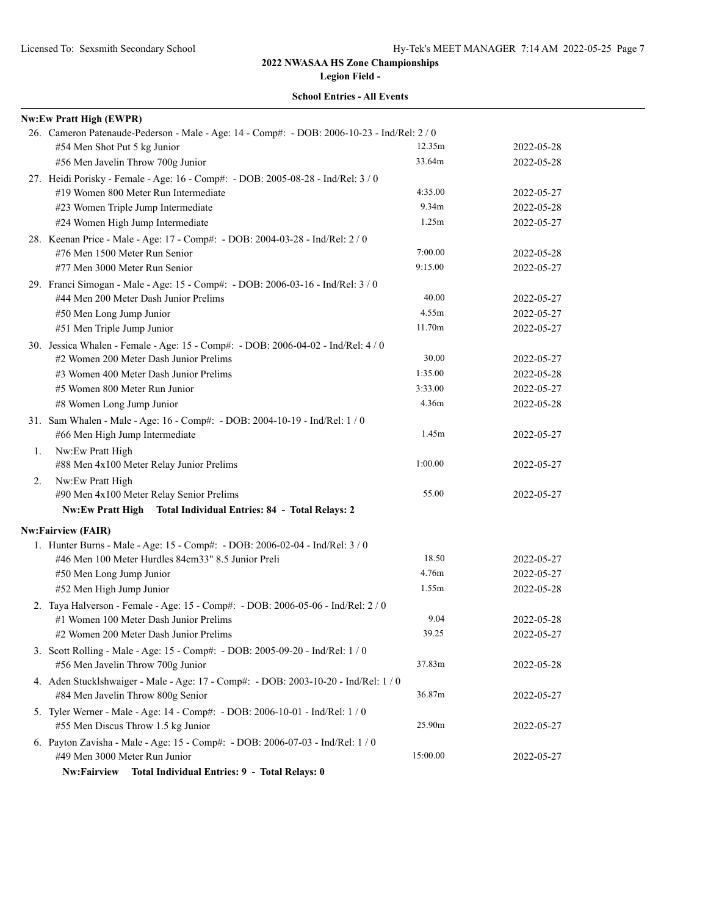## 2022 NWASAA HS Zone Championships

**Legion Field -**

**School Entries - All Events**

**Nw:Ew Pratt High (EWPR)**

26. Cameron Patenaude-Pederson - Male - Age: 14 - Comp#: - DOB: 2006-10-23 - Ind/Rel: 2 / 0

| Event | Mark | Date |
|---|---|---|
| #54 Men Shot Put 5 kg Junior | 12.35m | 2022-05-28 |
| #56 Men Javelin Throw 700g Junior | 33.64m | 2022-05-28 |

27. Heidi Porisky - Female - Age: 16 - Comp#: - DOB: 2005-08-28 - Ind/Rel: 3 / 0

| Event | Mark | Date |
|---|---|---|
| #19 Women 800 Meter Run Intermediate | 4:35.00 | 2022-05-27 |
| #23 Women Triple Jump Intermediate | 9.34m | 2022-05-28 |
| #24 Women High Jump Intermediate | 1.25m | 2022-05-27 |

28. Keenan Price - Male - Age: 17 - Comp#: - DOB: 2004-03-28 - Ind/Rel: 2 / 0

| Event | Mark | Date |
|---|---|---|
| #76 Men 1500 Meter Run Senior | 7:00.00 | 2022-05-28 |
| #77 Men 3000 Meter Run Senior | 9:15.00 | 2022-05-27 |

29. Franci Simogan - Male - Age: 15 - Comp#: - DOB: 2006-03-16 - Ind/Rel: 3 / 0

| Event | Mark | Date |
|---|---|---|
| #44 Men 200 Meter Dash Junior Prelims | 40.00 | 2022-05-27 |
| #50 Men Long Jump Junior | 4.55m | 2022-05-27 |
| #51 Men Triple Jump Junior | 11.70m | 2022-05-27 |

30. Jessica Whalen - Female - Age: 15 - Comp#: - DOB: 2006-04-02 - Ind/Rel: 4 / 0

| Event | Mark | Date |
|---|---|---|
| #2 Women 200 Meter Dash Junior Prelims | 30.00 | 2022-05-27 |
| #3 Women 400 Meter Dash Junior Prelims | 1:35.00 | 2022-05-28 |
| #5 Women 800 Meter Run Junior | 3:33.00 | 2022-05-27 |
| #8 Women Long Jump Junior | 4.36m | 2022-05-28 |

31. Sam Whalen - Male - Age: 16 - Comp#: - DOB: 2004-10-19 - Ind/Rel: 1 / 0

| Event | Mark | Date |
|---|---|---|
| #66 Men High Jump Intermediate | 1.45m | 2022-05-27 |

1. Nw:Ew Pratt High

| Event | Mark | Date |
|---|---|---|
| #88 Men 4x100 Meter Relay Junior Prelims | 1:00.00 | 2022-05-27 |

2. Nw:Ew Pratt High

| Event | Mark | Date |
|---|---|---|
| #90 Men 4x100 Meter Relay Senior Prelims | 55.00 | 2022-05-27 |

**Nw:Ew Pratt High Total Individual Entries: 84 - Total Relays: 2**

**Nw:Fairview (FAIR)**

1. Hunter Burns - Male - Age: 15 - Comp#: - DOB: 2006-02-04 - Ind/Rel: 3 / 0

| Event | Mark | Date |
|---|---|---|
| #46 Men 100 Meter Hurdles 84cm33" 8.5 Junior Preli | 18.50 | 2022-05-27 |
| #50 Men Long Jump Junior | 4.76m | 2022-05-27 |
| #52 Men High Jump Junior | 1.55m | 2022-05-28 |

2. Taya Halverson - Female - Age: 15 - Comp#: - DOB: 2006-05-06 - Ind/Rel: 2 / 0

| Event | Mark | Date |
|---|---|---|
| #1 Women 100 Meter Dash Junior Prelims | 9.04 | 2022-05-28 |
| #2 Women 200 Meter Dash Junior Prelims | 39.25 | 2022-05-27 |

3. Scott Rolling - Male - Age: 15 - Comp#: - DOB: 2005-09-20 - Ind/Rel: 1 / 0

| Event | Mark | Date |
|---|---|---|
| #56 Men Javelin Throw 700g Junior | 37.83m | 2022-05-28 |

4. Aden Stucklshwaiger - Male - Age: 17 - Comp#: - DOB: 2003-10-20 - Ind/Rel: 1 / 0

| Event | Mark | Date |
|---|---|---|
| #84 Men Javelin Throw 800g Senior | 36.87m | 2022-05-27 |

5. Tyler Werner - Male - Age: 14 - Comp#: - DOB: 2006-10-01 - Ind/Rel: 1 / 0

| Event | Mark | Date |
|---|---|---|
| #55 Men Discus Throw 1.5 kg Junior | 25.90m | 2022-05-27 |

6. Payton Zavisha - Male - Age: 15 - Comp#: - DOB: 2006-07-03 - Ind/Rel: 1 / 0

| Event | Mark | Date |
|---|---|---|
| #49 Men 3000 Meter Run Junior | 15:00.00 | 2022-05-27 |

**Nw:Fairview Total Individual Entries: 9 - Total Relays: 0**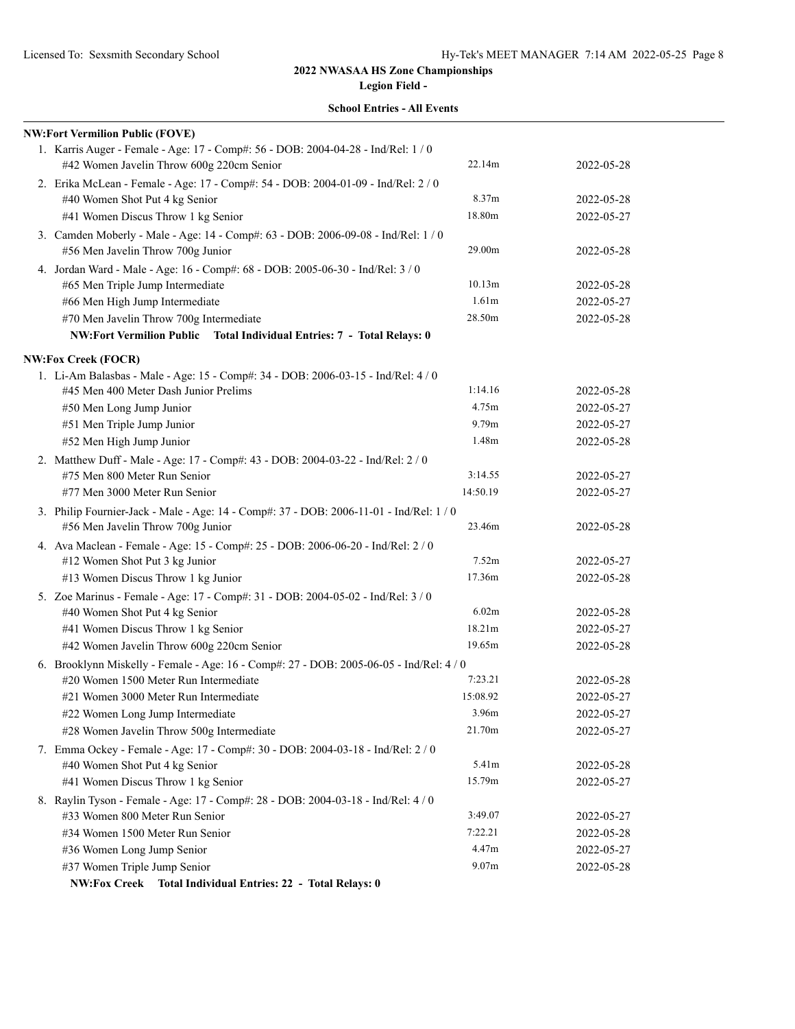## 2022 NWASAA HS Zone Championships

### Legion Field -

### School Entries - All Events

**NW:Fort Vermilion Public (FOVE)**

1. Karris Auger - Female - Age: 17 - Comp#: 56 - DOB: 2004-04-28 - Ind/Rel: 1 / 0

| Event | Mark | Date |
|---|---|---|
| #42 Women Javelin Throw 600g 220cm Senior | 22.14m | 2022-05-28 |

2. Erika McLean - Female - Age: 17 - Comp#: 54 - DOB: 2004-01-09 - Ind/Rel: 2 / 0

| Event | Mark | Date |
|---|---|---|
| #40 Women Shot Put 4 kg Senior | 8.37m | 2022-05-28 |
| #41 Women Discus Throw 1 kg Senior | 18.80m | 2022-05-27 |

3. Camden Moberly - Male - Age: 14 - Comp#: 63 - DOB: 2006-09-08 - Ind/Rel: 1 / 0

| Event | Mark | Date |
|---|---|---|
| #56 Men Javelin Throw 700g Junior | 29.00m | 2022-05-28 |

4. Jordan Ward - Male - Age: 16 - Comp#: 68 - DOB: 2005-06-30 - Ind/Rel: 3 / 0

| Event | Mark | Date |
|---|---|---|
| #65 Men Triple Jump Intermediate | 10.13m | 2022-05-28 |
| #66 Men High Jump Intermediate | 1.61m | 2022-05-27 |
| #70 Men Javelin Throw 700g Intermediate | 28.50m | 2022-05-28 |

**NW:Fort Vermilion Public Total Individual Entries: 7 - Total Relays: 0**

**NW:Fox Creek (FOCR)**

1. Li-Am Balasbas - Male - Age: 15 - Comp#: 34 - DOB: 2006-03-15 - Ind/Rel: 4 / 0

| Event | Mark | Date |
|---|---|---|
| #45 Men 400 Meter Dash Junior Prelims | 1:14.16 | 2022-05-28 |
| #50 Men Long Jump Junior | 4.75m | 2022-05-27 |
| #51 Men Triple Jump Junior | 9.79m | 2022-05-27 |
| #52 Men High Jump Junior | 1.48m | 2022-05-28 |

2. Matthew Duff - Male - Age: 17 - Comp#: 43 - DOB: 2004-03-22 - Ind/Rel: 2 / 0

| Event | Mark | Date |
|---|---|---|
| #75 Men 800 Meter Run Senior | 3:14.55 | 2022-05-27 |
| #77 Men 3000 Meter Run Senior | 14:50.19 | 2022-05-27 |

3. Philip Fournier-Jack - Male - Age: 14 - Comp#: 37 - DOB: 2006-11-01 - Ind/Rel: 1 / 0

| Event | Mark | Date |
|---|---|---|
| #56 Men Javelin Throw 700g Junior | 23.46m | 2022-05-28 |

4. Ava Maclean - Female - Age: 15 - Comp#: 25 - DOB: 2006-06-20 - Ind/Rel: 2 / 0

| Event | Mark | Date |
|---|---|---|
| #12 Women Shot Put 3 kg Junior | 7.52m | 2022-05-27 |
| #13 Women Discus Throw 1 kg Junior | 17.36m | 2022-05-28 |

5. Zoe Marinus - Female - Age: 17 - Comp#: 31 - DOB: 2004-05-02 - Ind/Rel: 3 / 0

| Event | Mark | Date |
|---|---|---|
| #40 Women Shot Put 4 kg Senior | 6.02m | 2022-05-28 |
| #41 Women Discus Throw 1 kg Senior | 18.21m | 2022-05-27 |
| #42 Women Javelin Throw 600g 220cm Senior | 19.65m | 2022-05-28 |

6. Brooklynn Miskelly - Female - Age: 16 - Comp#: 27 - DOB: 2005-06-05 - Ind/Rel: 4 / 0

| Event | Mark | Date |
|---|---|---|
| #20 Women 1500 Meter Run Intermediate | 7:23.21 | 2022-05-28 |
| #21 Women 3000 Meter Run Intermediate | 15:08.92 | 2022-05-27 |
| #22 Women Long Jump Intermediate | 3.96m | 2022-05-27 |
| #28 Women Javelin Throw 500g Intermediate | 21.70m | 2022-05-27 |

7. Emma Ockey - Female - Age: 17 - Comp#: 30 - DOB: 2004-03-18 - Ind/Rel: 2 / 0

| Event | Mark | Date |
|---|---|---|
| #40 Women Shot Put 4 kg Senior | 5.41m | 2022-05-28 |
| #41 Women Discus Throw 1 kg Senior | 15.79m | 2022-05-27 |

8. Raylin Tyson - Female - Age: 17 - Comp#: 28 - DOB: 2004-03-18 - Ind/Rel: 4 / 0

| Event | Mark | Date |
|---|---|---|
| #33 Women 800 Meter Run Senior | 3:49.07 | 2022-05-27 |
| #34 Women 1500 Meter Run Senior | 7:22.21 | 2022-05-28 |
| #36 Women Long Jump Senior | 4.47m | 2022-05-27 |
| #37 Women Triple Jump Senior | 9.07m | 2022-05-28 |

**NW:Fox Creek Total Individual Entries: 22 - Total Relays: 0**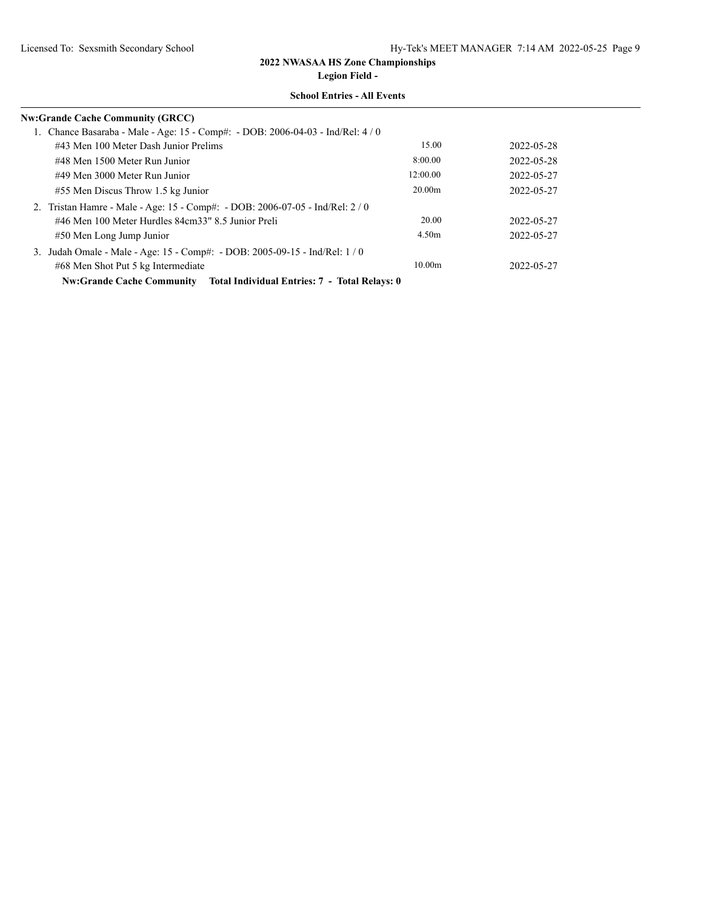**2022 NWASAA HS Zone Championships**

**Legion Field -**

**School Entries - All Events**

**Nw:Grande Cache Community (GRCC)**

1. Chance Basaraba - Male - Age: 15 - Comp#: - DOB: 2006-04-03 - Ind/Rel: 4 / 0

| Event | Entry | Date |
|---|---|---|
| #43 Men 100 Meter Dash Junior Prelims | 15.00 | 2022-05-28 |
| #48 Men 1500 Meter Run Junior | 8:00.00 | 2022-05-28 |
| #49 Men 3000 Meter Run Junior | 12:00.00 | 2022-05-27 |
| #55 Men Discus Throw 1.5 kg Junior | 20.00m | 2022-05-27 |

2. Tristan Hamre - Male - Age: 15 - Comp#: - DOB: 2006-07-05 - Ind/Rel: 2 / 0

| Event | Entry | Date |
|---|---|---|
| #46 Men 100 Meter Hurdles 84cm33" 8.5 Junior Preli | 20.00 | 2022-05-27 |
| #50 Men Long Jump Junior | 4.50m | 2022-05-27 |

3. Judah Omale - Male - Age: 15 - Comp#: - DOB: 2005-09-15 - Ind/Rel: 1 / 0

| Event | Entry | Date |
|---|---|---|
| #68 Men Shot Put 5 kg Intermediate | 10.00m | 2022-05-27 |

**Nw:Grande Cache Community Total Individual Entries: 7 - Total Relays: 0**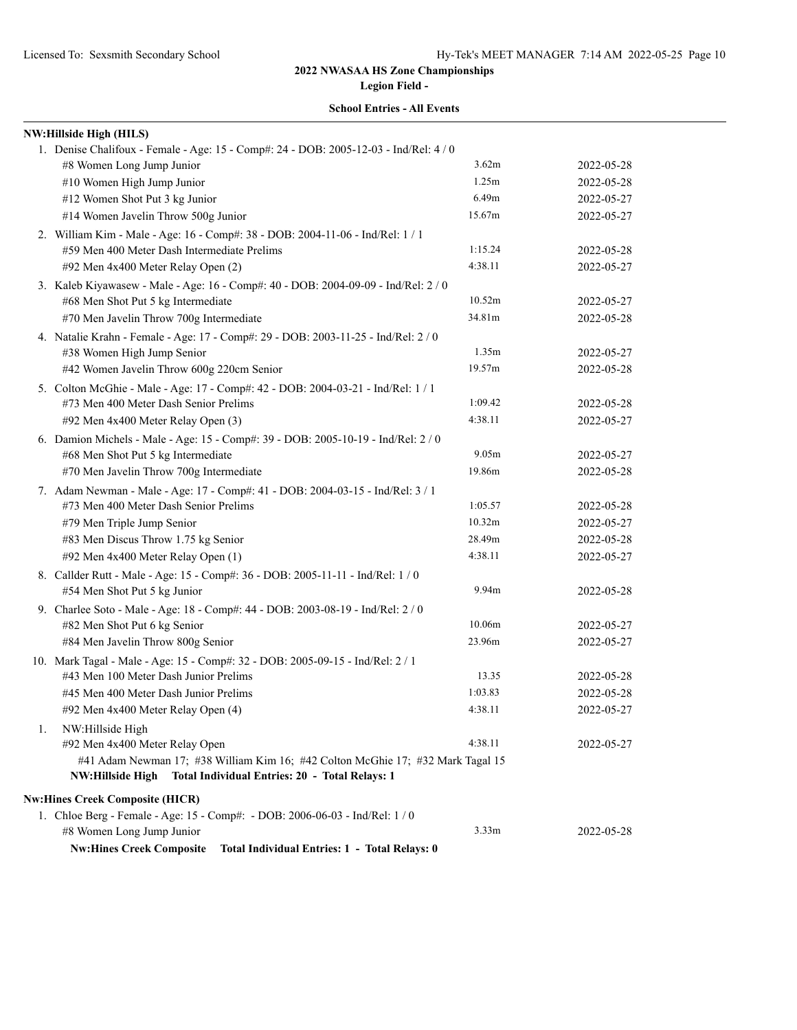**2022 NWASAA HS Zone Championships**

**Legion Field -**

**School Entries - All Events**

**NW:Hillside High (HILS)**

1. Denise Chalifoux - Female - Age: 15 - Comp#: 24 - DOB: 2005-12-03 - Ind/Rel: 4 / 0

| Event | Mark | Date |
|---|---|---|
| #8 Women Long Jump Junior | 3.62m | 2022-05-28 |
| #10 Women High Jump Junior | 1.25m | 2022-05-28 |
| #12 Women Shot Put 3 kg Junior | 6.49m | 2022-05-27 |
| #14 Women Javelin Throw 500g Junior | 15.67m | 2022-05-27 |

2. William Kim - Male - Age: 16 - Comp#: 38 - DOB: 2004-11-06 - Ind/Rel: 1 / 1

| Event | Mark | Date |
|---|---|---|
| #59 Men 400 Meter Dash Intermediate Prelims | 1:15.24 | 2022-05-28 |
| #92 Men 4x400 Meter Relay Open (2) | 4:38.11 | 2022-05-27 |

3. Kaleb Kiyawasew - Male - Age: 16 - Comp#: 40 - DOB: 2004-09-09 - Ind/Rel: 2 / 0

| Event | Mark | Date |
|---|---|---|
| #68 Men Shot Put 5 kg Intermediate | 10.52m | 2022-05-27 |
| #70 Men Javelin Throw 700g Intermediate | 34.81m | 2022-05-28 |

4. Natalie Krahn - Female - Age: 17 - Comp#: 29 - DOB: 2003-11-25 - Ind/Rel: 2 / 0

| Event | Mark | Date |
|---|---|---|
| #38 Women High Jump Senior | 1.35m | 2022-05-27 |
| #42 Women Javelin Throw 600g 220cm Senior | 19.57m | 2022-05-28 |

5. Colton McGhie - Male - Age: 17 - Comp#: 42 - DOB: 2004-03-21 - Ind/Rel: 1 / 1

| Event | Mark | Date |
|---|---|---|
| #73 Men 400 Meter Dash Senior Prelims | 1:09.42 | 2022-05-28 |
| #92 Men 4x400 Meter Relay Open (3) | 4:38.11 | 2022-05-27 |

6. Damion Michels - Male - Age: 15 - Comp#: 39 - DOB: 2005-10-19 - Ind/Rel: 2 / 0

| Event | Mark | Date |
|---|---|---|
| #68 Men Shot Put 5 kg Intermediate | 9.05m | 2022-05-27 |
| #70 Men Javelin Throw 700g Intermediate | 19.86m | 2022-05-28 |

7. Adam Newman - Male - Age: 17 - Comp#: 41 - DOB: 2004-03-15 - Ind/Rel: 3 / 1

| Event | Mark | Date |
|---|---|---|
| #73 Men 400 Meter Dash Senior Prelims | 1:05.57 | 2022-05-28 |
| #79 Men Triple Jump Senior | 10.32m | 2022-05-27 |
| #83 Men Discus Throw 1.75 kg Senior | 28.49m | 2022-05-28 |
| #92 Men 4x400 Meter Relay Open (1) | 4:38.11 | 2022-05-27 |

8. Callder Rutt - Male - Age: 15 - Comp#: 36 - DOB: 2005-11-11 - Ind/Rel: 1 / 0

| Event | Mark | Date |
|---|---|---|
| #54 Men Shot Put 5 kg Junior | 9.94m | 2022-05-28 |

9. Charlee Soto - Male - Age: 18 - Comp#: 44 - DOB: 2003-08-19 - Ind/Rel: 2 / 0

| Event | Mark | Date |
|---|---|---|
| #82 Men Shot Put 6 kg Senior | 10.06m | 2022-05-27 |
| #84 Men Javelin Throw 800g Senior | 23.96m | 2022-05-27 |

10. Mark Tagal - Male - Age: 15 - Comp#: 32 - DOB: 2005-09-15 - Ind/Rel: 2 / 1

| Event | Mark | Date |
|---|---|---|
| #43 Men 100 Meter Dash Junior Prelims | 13.35 | 2022-05-28 |
| #45 Men 400 Meter Dash Junior Prelims | 1:03.83 | 2022-05-28 |
| #92 Men 4x400 Meter Relay Open (4) | 4:38.11 | 2022-05-27 |

1. NW:Hillside High

| Event | Mark | Date |
|---|---|---|
| #92 Men 4x400 Meter Relay Open | 4:38.11 | 2022-05-27 |

#41 Adam Newman 17; #38 William Kim 16; #42 Colton McGhie 17; #32 Mark Tagal 15

**NW:Hillside High    Total Individual Entries: 20 - Total Relays: 1**

**Nw:Hines Creek Composite (HICR)**

1. Chloe Berg - Female - Age: 15 - Comp#: - DOB: 2006-06-03 - Ind/Rel: 1 / 0

| Event | Mark | Date |
|---|---|---|
| #8 Women Long Jump Junior | 3.33m | 2022-05-28 |

**Nw:Hines Creek Composite    Total Individual Entries: 1 - Total Relays: 0**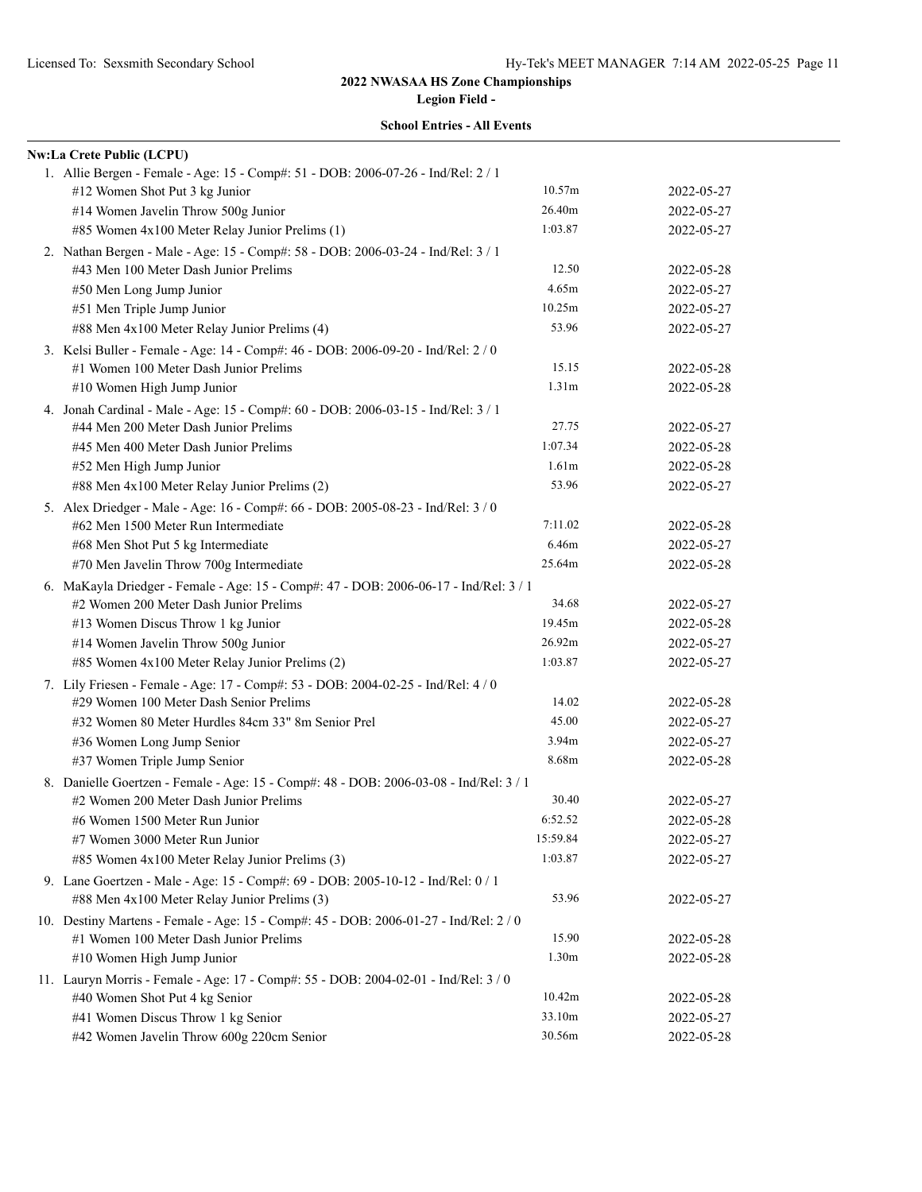## 2022 NWASAA HS Zone Championships

**Legion Field -**

**School Entries - All Events**

**Nw:La Crete Public (LCPU)**

1. Allie Bergen - Female - Age: 15 - Comp#: 51 - DOB: 2006-07-26 - Ind/Rel: 2 / 1

| Event | Mark | Date |
|---|---|---|
| #12 Women Shot Put 3 kg Junior | 10.57m | 2022-05-27 |
| #14 Women Javelin Throw 500g Junior | 26.40m | 2022-05-27 |
| #85 Women 4x100 Meter Relay Junior Prelims (1) | 1:03.87 | 2022-05-27 |

2. Nathan Bergen - Male - Age: 15 - Comp#: 58 - DOB: 2006-03-24 - Ind/Rel: 3 / 1

| Event | Mark | Date |
|---|---|---|
| #43 Men 100 Meter Dash Junior Prelims | 12.50 | 2022-05-28 |
| #50 Men Long Jump Junior | 4.65m | 2022-05-27 |
| #51 Men Triple Jump Junior | 10.25m | 2022-05-27 |
| #88 Men 4x100 Meter Relay Junior Prelims (4) | 53.96 | 2022-05-27 |

3. Kelsi Buller - Female - Age: 14 - Comp#: 46 - DOB: 2006-09-20 - Ind/Rel: 2 / 0

| Event | Mark | Date |
|---|---|---|
| #1 Women 100 Meter Dash Junior Prelims | 15.15 | 2022-05-28 |
| #10 Women High Jump Junior | 1.31m | 2022-05-28 |

4. Jonah Cardinal - Male - Age: 15 - Comp#: 60 - DOB: 2006-03-15 - Ind/Rel: 3 / 1

| Event | Mark | Date |
|---|---|---|
| #44 Men 200 Meter Dash Junior Prelims | 27.75 | 2022-05-27 |
| #45 Men 400 Meter Dash Junior Prelims | 1:07.34 | 2022-05-28 |
| #52 Men High Jump Junior | 1.61m | 2022-05-28 |
| #88 Men 4x100 Meter Relay Junior Prelims (2) | 53.96 | 2022-05-27 |

5. Alex Driedger - Male - Age: 16 - Comp#: 66 - DOB: 2005-08-23 - Ind/Rel: 3 / 0

| Event | Mark | Date |
|---|---|---|
| #62 Men 1500 Meter Run Intermediate | 7:11.02 | 2022-05-28 |
| #68 Men Shot Put 5 kg Intermediate | 6.46m | 2022-05-27 |
| #70 Men Javelin Throw 700g Intermediate | 25.64m | 2022-05-28 |

6. MaKayla Driedger - Female - Age: 15 - Comp#: 47 - DOB: 2006-06-17 - Ind/Rel: 3 / 1

| Event | Mark | Date |
|---|---|---|
| #2 Women 200 Meter Dash Junior Prelims | 34.68 | 2022-05-27 |
| #13 Women Discus Throw 1 kg Junior | 19.45m | 2022-05-28 |
| #14 Women Javelin Throw 500g Junior | 26.92m | 2022-05-27 |
| #85 Women 4x100 Meter Relay Junior Prelims (2) | 1:03.87 | 2022-05-27 |

7. Lily Friesen - Female - Age: 17 - Comp#: 53 - DOB: 2004-02-25 - Ind/Rel: 4 / 0

| Event | Mark | Date |
|---|---|---|
| #29 Women 100 Meter Dash Senior Prelims | 14.02 | 2022-05-28 |
| #32 Women 80 Meter Hurdles 84cm 33" 8m Senior Prel | 45.00 | 2022-05-27 |
| #36 Women Long Jump Senior | 3.94m | 2022-05-27 |
| #37 Women Triple Jump Senior | 8.68m | 2022-05-28 |

8. Danielle Goertzen - Female - Age: 15 - Comp#: 48 - DOB: 2006-03-08 - Ind/Rel: 3 / 1

| Event | Mark | Date |
|---|---|---|
| #2 Women 200 Meter Dash Junior Prelims | 30.40 | 2022-05-27 |
| #6 Women 1500 Meter Run Junior | 6:52.52 | 2022-05-28 |
| #7 Women 3000 Meter Run Junior | 15:59.84 | 2022-05-27 |
| #85 Women 4x100 Meter Relay Junior Prelims (3) | 1:03.87 | 2022-05-27 |

9. Lane Goertzen - Male - Age: 15 - Comp#: 69 - DOB: 2005-10-12 - Ind/Rel: 0 / 1

| Event | Mark | Date |
|---|---|---|
| #88 Men 4x100 Meter Relay Junior Prelims (3) | 53.96 | 2022-05-27 |

10. Destiny Martens - Female - Age: 15 - Comp#: 45 - DOB: 2006-01-27 - Ind/Rel: 2 / 0

| Event | Mark | Date |
|---|---|---|
| #1 Women 100 Meter Dash Junior Prelims | 15.90 | 2022-05-28 |
| #10 Women High Jump Junior | 1.30m | 2022-05-28 |

11. Lauryn Morris - Female - Age: 17 - Comp#: 55 - DOB: 2004-02-01 - Ind/Rel: 3 / 0

| Event | Mark | Date |
|---|---|---|
| #40 Women Shot Put 4 kg Senior | 10.42m | 2022-05-28 |
| #41 Women Discus Throw 1 kg Senior | 33.10m | 2022-05-27 |
| #42 Women Javelin Throw 600g 220cm Senior | 30.56m | 2022-05-28 |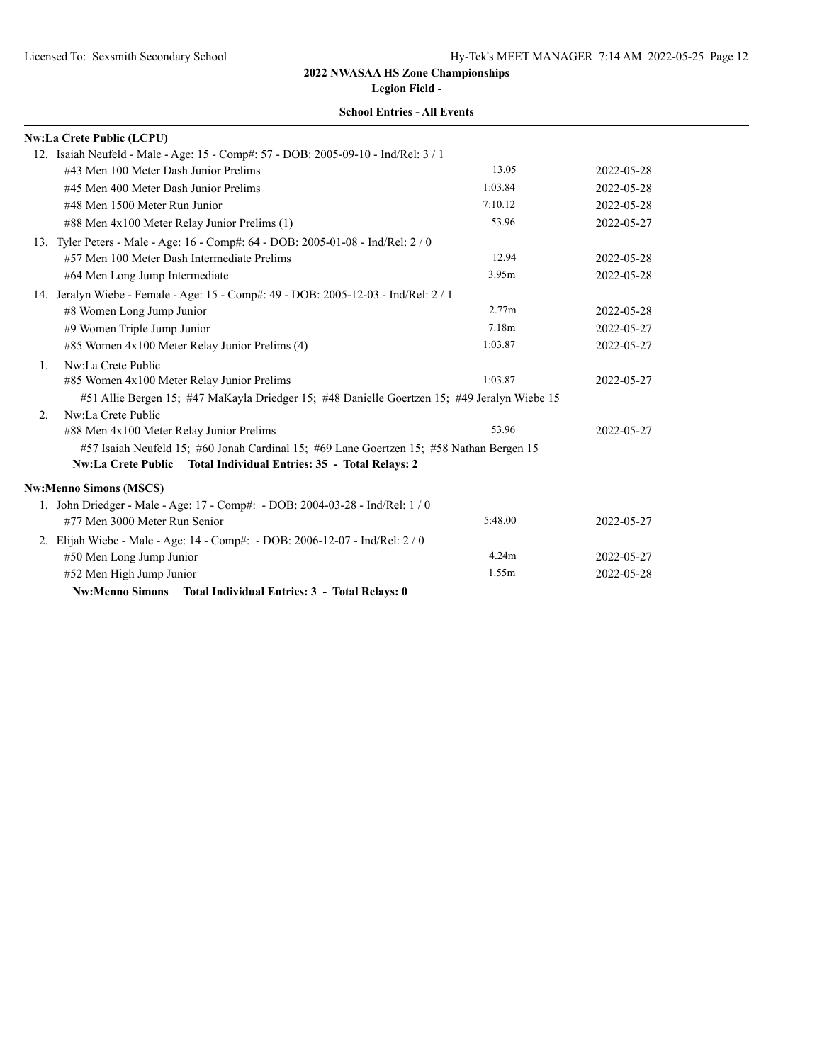**2022 NWASAA HS Zone Championships**

**Legion Field -**

**School Entries - All Events**

**Nw:La Crete Public (LCPU)**

12. Isaiah Neufeld - Male - Age: 15 - Comp#: 57 - DOB: 2005-09-10 - Ind/Rel: 3 / 1

| Event | Mark | Date |
|---|---|---|
| #43 Men 100 Meter Dash Junior Prelims | 13.05 | 2022-05-28 |
| #45 Men 400 Meter Dash Junior Prelims | 1:03.84 | 2022-05-28 |
| #48 Men 1500 Meter Run Junior | 7:10.12 | 2022-05-28 |
| #88 Men 4x100 Meter Relay Junior Prelims (1) | 53.96 | 2022-05-27 |

13. Tyler Peters - Male - Age: 16 - Comp#: 64 - DOB: 2005-01-08 - Ind/Rel: 2 / 0

| Event | Mark | Date |
|---|---|---|
| #57 Men 100 Meter Dash Intermediate Prelims | 12.94 | 2022-05-28 |
| #64 Men Long Jump Intermediate | 3.95m | 2022-05-28 |

14. Jeralyn Wiebe - Female - Age: 15 - Comp#: 49 - DOB: 2005-12-03 - Ind/Rel: 2 / 1

| Event | Mark | Date |
|---|---|---|
| #8 Women Long Jump Junior | 2.77m | 2022-05-28 |
| #9 Women Triple Jump Junior | 7.18m | 2022-05-27 |
| #85 Women 4x100 Meter Relay Junior Prelims (4) | 1:03.87 | 2022-05-27 |

1. Nw:La Crete Public

| Event | Mark | Date |
|---|---|---|
| #85 Women 4x100 Meter Relay Junior Prelims | 1:03.87 | 2022-05-27 |

#51 Allie Bergen 15; #47 MaKayla Driedger 15; #48 Danielle Goertzen 15; #49 Jeralyn Wiebe 15

2. Nw:La Crete Public

| Event | Mark | Date |
|---|---|---|
| #88 Men 4x100 Meter Relay Junior Prelims | 53.96 | 2022-05-27 |

#57 Isaiah Neufeld 15; #60 Jonah Cardinal 15; #69 Lane Goertzen 15; #58 Nathan Bergen 15

**Nw:La Crete Public Total Individual Entries: 35 - Total Relays: 2**

**Nw:Menno Simons (MSCS)**

1. John Driedger - Male - Age: 17 - Comp#: - DOB: 2004-03-28 - Ind/Rel: 1 / 0

| Event | Mark | Date |
|---|---|---|
| #77 Men 3000 Meter Run Senior | 5:48.00 | 2022-05-27 |

2. Elijah Wiebe - Male - Age: 14 - Comp#: - DOB: 2006-12-07 - Ind/Rel: 2 / 0

| Event | Mark | Date |
|---|---|---|
| #50 Men Long Jump Junior | 4.24m | 2022-05-27 |
| #52 Men High Jump Junior | 1.55m | 2022-05-28 |

**Nw:Menno Simons Total Individual Entries: 3 - Total Relays: 0**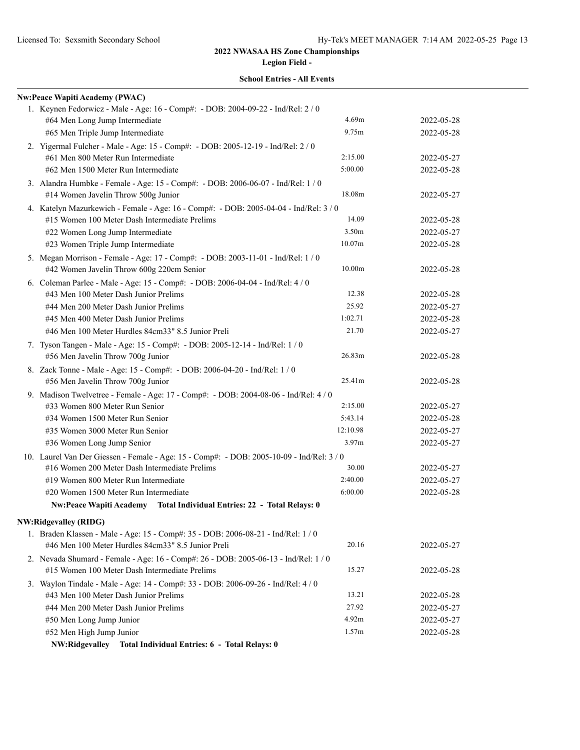## 2022 NWASAA HS Zone Championships

**Legion Field -**

**School Entries - All Events**

**Nw:Peace Wapiti Academy (PWAC)**

1. Keynen Fedorwicz - Male - Age: 16 - Comp#: - DOB: 2004-09-22 - Ind/Rel: 2 / 0

| Event | Mark | Date |
|---|---|---|
| #64 Men Long Jump Intermediate | 4.69m | 2022-05-28 |
| #65 Men Triple Jump Intermediate | 9.75m | 2022-05-28 |

2. Yigermal Fulcher - Male - Age: 15 - Comp#: - DOB: 2005-12-19 - Ind/Rel: 2 / 0

| Event | Mark | Date |
|---|---|---|
| #61 Men 800 Meter Run Intermediate | 2:15.00 | 2022-05-27 |
| #62 Men 1500 Meter Run Intermediate | 5:00.00 | 2022-05-28 |

3. Alandra Humbke - Female - Age: 15 - Comp#: - DOB: 2006-06-07 - Ind/Rel: 1 / 0

| Event | Mark | Date |
|---|---|---|
| #14 Women Javelin Throw 500g Junior | 18.08m | 2022-05-27 |

4. Katelyn Mazurkewich - Female - Age: 16 - Comp#: - DOB: 2005-04-04 - Ind/Rel: 3 / 0

| Event | Mark | Date |
|---|---|---|
| #15 Women 100 Meter Dash Intermediate Prelims | 14.09 | 2022-05-28 |
| #22 Women Long Jump Intermediate | 3.50m | 2022-05-27 |
| #23 Women Triple Jump Intermediate | 10.07m | 2022-05-28 |

5. Megan Morrison - Female - Age: 17 - Comp#: - DOB: 2003-11-01 - Ind/Rel: 1 / 0

| Event | Mark | Date |
|---|---|---|
| #42 Women Javelin Throw 600g 220cm Senior | 10.00m | 2022-05-28 |

6. Coleman Parlee - Male - Age: 15 - Comp#: - DOB: 2006-04-04 - Ind/Rel: 4 / 0

| Event | Mark | Date |
|---|---|---|
| #43 Men 100 Meter Dash Junior Prelims | 12.38 | 2022-05-28 |
| #44 Men 200 Meter Dash Junior Prelims | 25.92 | 2022-05-27 |
| #45 Men 400 Meter Dash Junior Prelims | 1:02.71 | 2022-05-28 |
| #46 Men 100 Meter Hurdles 84cm33" 8.5 Junior Preli | 21.70 | 2022-05-27 |

7. Tyson Tangen - Male - Age: 15 - Comp#: - DOB: 2005-12-14 - Ind/Rel: 1 / 0

| Event | Mark | Date |
|---|---|---|
| #56 Men Javelin Throw 700g Junior | 26.83m | 2022-05-28 |

8. Zack Tonne - Male - Age: 15 - Comp#: - DOB: 2006-04-20 - Ind/Rel: 1 / 0

| Event | Mark | Date |
|---|---|---|
| #56 Men Javelin Throw 700g Junior | 25.41m | 2022-05-28 |

9. Madison Twelvetree - Female - Age: 17 - Comp#: - DOB: 2004-08-06 - Ind/Rel: 4 / 0

| Event | Mark | Date |
|---|---|---|
| #33 Women 800 Meter Run Senior | 2:15.00 | 2022-05-27 |
| #34 Women 1500 Meter Run Senior | 5:43.14 | 2022-05-28 |
| #35 Women 3000 Meter Run Senior | 12:10.98 | 2022-05-27 |
| #36 Women Long Jump Senior | 3.97m | 2022-05-27 |

10. Laurel Van Der Giessen - Female - Age: 15 - Comp#: - DOB: 2005-10-09 - Ind/Rel: 3 / 0

| Event | Mark | Date |
|---|---|---|
| #16 Women 200 Meter Dash Intermediate Prelims | 30.00 | 2022-05-27 |
| #19 Women 800 Meter Run Intermediate | 2:40.00 | 2022-05-27 |
| #20 Women 1500 Meter Run Intermediate | 6:00.00 | 2022-05-28 |

**Nw:Peace Wapiti Academy Total Individual Entries: 22 - Total Relays: 0**

**NW:Ridgevalley (RIDG)**

1. Braden Klassen - Male - Age: 15 - Comp#: 35 - DOB: 2006-08-21 - Ind/Rel: 1 / 0

| Event | Mark | Date |
|---|---|---|
| #46 Men 100 Meter Hurdles 84cm33" 8.5 Junior Preli | 20.16 | 2022-05-27 |

2. Nevada Shumard - Female - Age: 16 - Comp#: 26 - DOB: 2005-06-13 - Ind/Rel: 1 / 0

| Event | Mark | Date |
|---|---|---|
| #15 Women 100 Meter Dash Intermediate Prelims | 15.27 | 2022-05-28 |

3. Waylon Tindale - Male - Age: 14 - Comp#: 33 - DOB: 2006-09-26 - Ind/Rel: 4 / 0

| Event | Mark | Date |
|---|---|---|
| #43 Men 100 Meter Dash Junior Prelims | 13.21 | 2022-05-28 |
| #44 Men 200 Meter Dash Junior Prelims | 27.92 | 2022-05-27 |
| #50 Men Long Jump Junior | 4.92m | 2022-05-27 |
| #52 Men High Jump Junior | 1.57m | 2022-05-28 |

**NW:Ridgevalley Total Individual Entries: 6 - Total Relays: 0**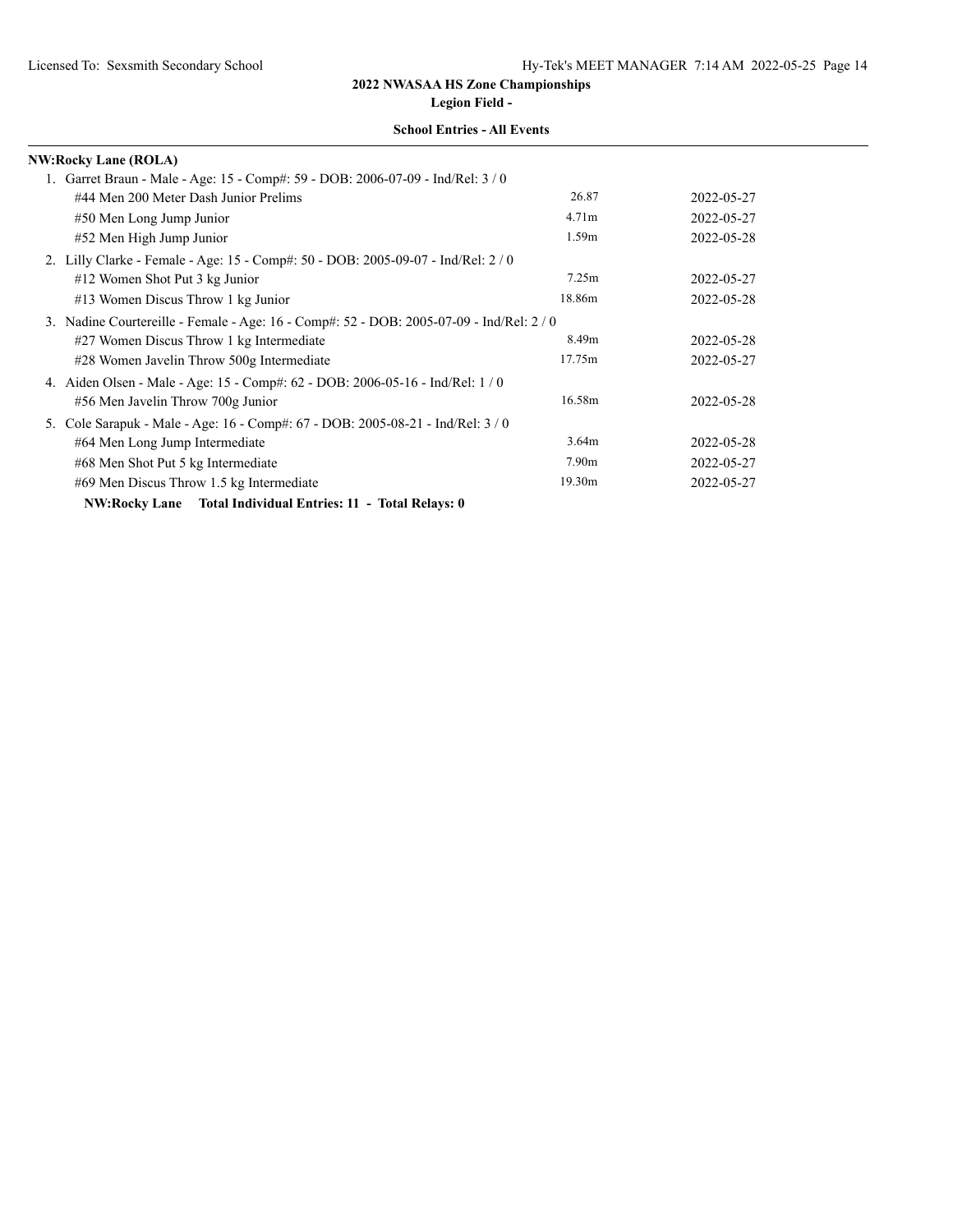## 2022 NWASAA HS Zone Championships

**Legion Field -**

**School Entries - All Events**

**NW:Rocky Lane (ROLA)**

1. Garret Braun - Male - Age: 15 - Comp#: 59 - DOB: 2006-07-09 - Ind/Rel: 3 / 0

| Event | Mark | Date |
| --- | --- | --- |
| #44 Men 200 Meter Dash Junior Prelims | 26.87 | 2022-05-27 |
| #50 Men Long Jump Junior | 4.71m | 2022-05-27 |
| #52 Men High Jump Junior | 1.59m | 2022-05-28 |

2. Lilly Clarke - Female - Age: 15 - Comp#: 50 - DOB: 2005-09-07 - Ind/Rel: 2 / 0

| Event | Mark | Date |
| --- | --- | --- |
| #12 Women Shot Put 3 kg Junior | 7.25m | 2022-05-27 |
| #13 Women Discus Throw 1 kg Junior | 18.86m | 2022-05-28 |

3. Nadine Courtereille - Female - Age: 16 - Comp#: 52 - DOB: 2005-07-09 - Ind/Rel: 2 / 0

| Event | Mark | Date |
| --- | --- | --- |
| #27 Women Discus Throw 1 kg Intermediate | 8.49m | 2022-05-28 |
| #28 Women Javelin Throw 500g Intermediate | 17.75m | 2022-05-27 |

4. Aiden Olsen - Male - Age: 15 - Comp#: 62 - DOB: 2006-05-16 - Ind/Rel: 1 / 0

| Event | Mark | Date |
| --- | --- | --- |
| #56 Men Javelin Throw 700g Junior | 16.58m | 2022-05-28 |

5. Cole Sarapuk - Male - Age: 16 - Comp#: 67 - DOB: 2005-08-21 - Ind/Rel: 3 / 0

| Event | Mark | Date |
| --- | --- | --- |
| #64 Men Long Jump Intermediate | 3.64m | 2022-05-28 |
| #68 Men Shot Put 5 kg Intermediate | 7.90m | 2022-05-27 |
| #69 Men Discus Throw 1.5 kg Intermediate | 19.30m | 2022-05-27 |

**NW:Rocky Lane Total Individual Entries: 11 - Total Relays: 0**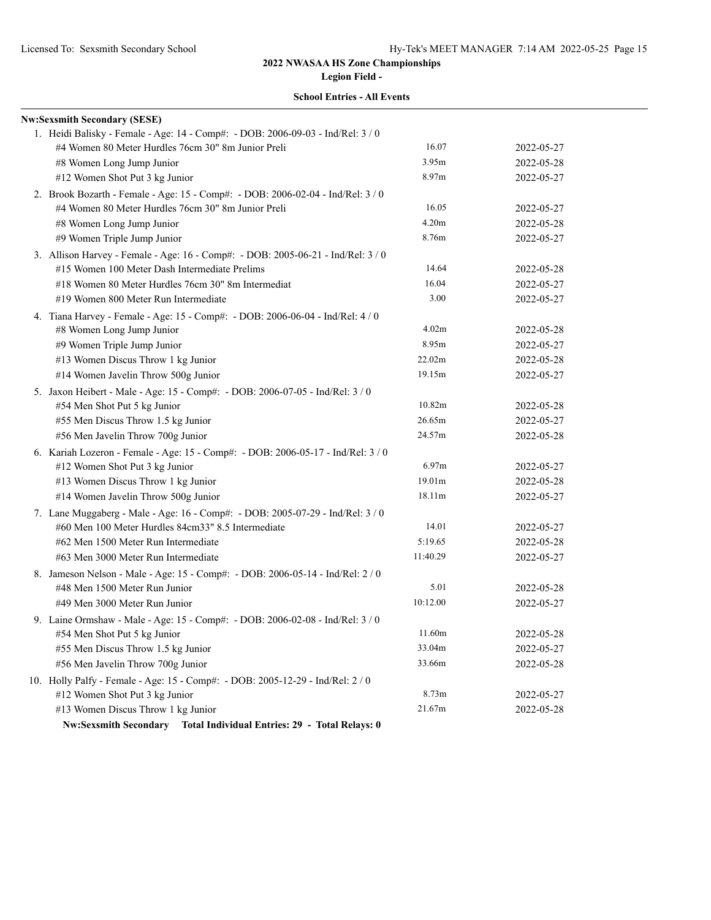**2022 NWASAA HS Zone Championships**

**Legion Field -**

**School Entries - All Events**

**Nw:Sexsmith Secondary (SESE)**

1. Heidi Balisky - Female - Age: 14 - Comp#: - DOB: 2006-09-03 - Ind/Rel: 3 / 0

| Event | Mark | Date |
|---|---|---|
| #4 Women 80 Meter Hurdles 76cm 30" 8m Junior Preli | 16.07 | 2022-05-27 |
| #8 Women Long Jump Junior | 3.95m | 2022-05-28 |
| #12 Women Shot Put 3 kg Junior | 8.97m | 2022-05-27 |

2. Brook Bozarth - Female - Age: 15 - Comp#: - DOB: 2006-02-04 - Ind/Rel: 3 / 0

| Event | Mark | Date |
|---|---|---|
| #4 Women 80 Meter Hurdles 76cm 30" 8m Junior Preli | 16.05 | 2022-05-27 |
| #8 Women Long Jump Junior | 4.20m | 2022-05-28 |
| #9 Women Triple Jump Junior | 8.76m | 2022-05-27 |

3. Allison Harvey - Female - Age: 16 - Comp#: - DOB: 2005-06-21 - Ind/Rel: 3 / 0

| Event | Mark | Date |
|---|---|---|
| #15 Women 100 Meter Dash Intermediate Prelims | 14.64 | 2022-05-28 |
| #18 Women 80 Meter Hurdles 76cm 30" 8m Intermediat | 16.04 | 2022-05-27 |
| #19 Women 800 Meter Run Intermediate | 3.00 | 2022-05-27 |

4. Tiana Harvey - Female - Age: 15 - Comp#: - DOB: 2006-06-04 - Ind/Rel: 4 / 0

| Event | Mark | Date |
|---|---|---|
| #8 Women Long Jump Junior | 4.02m | 2022-05-28 |
| #9 Women Triple Jump Junior | 8.95m | 2022-05-27 |
| #13 Women Discus Throw 1 kg Junior | 22.02m | 2022-05-28 |
| #14 Women Javelin Throw 500g Junior | 19.15m | 2022-05-27 |

5. Jaxon Heibert - Male - Age: 15 - Comp#: - DOB: 2006-07-05 - Ind/Rel: 3 / 0

| Event | Mark | Date |
|---|---|---|
| #54 Men Shot Put 5 kg Junior | 10.82m | 2022-05-28 |
| #55 Men Discus Throw 1.5 kg Junior | 26.65m | 2022-05-27 |
| #56 Men Javelin Throw 700g Junior | 24.57m | 2022-05-28 |

6. Kariah Lozeron - Female - Age: 15 - Comp#: - DOB: 2006-05-17 - Ind/Rel: 3 / 0

| Event | Mark | Date |
|---|---|---|
| #12 Women Shot Put 3 kg Junior | 6.97m | 2022-05-27 |
| #13 Women Discus Throw 1 kg Junior | 19.01m | 2022-05-28 |
| #14 Women Javelin Throw 500g Junior | 18.11m | 2022-05-27 |

7. Lane Muggaberg - Male - Age: 16 - Comp#: - DOB: 2005-07-29 - Ind/Rel: 3 / 0

| Event | Mark | Date |
|---|---|---|
| #60 Men 100 Meter Hurdles 84cm33" 8.5 Intermediate | 14.01 | 2022-05-27 |
| #62 Men 1500 Meter Run Intermediate | 5:19.65 | 2022-05-28 |
| #63 Men 3000 Meter Run Intermediate | 11:40.29 | 2022-05-27 |

8. Jameson Nelson - Male - Age: 15 - Comp#: - DOB: 2006-05-14 - Ind/Rel: 2 / 0

| Event | Mark | Date |
|---|---|---|
| #48 Men 1500 Meter Run Junior | 5.01 | 2022-05-28 |
| #49 Men 3000 Meter Run Junior | 10:12.00 | 2022-05-27 |

9. Laine Ormshaw - Male - Age: 15 - Comp#: - DOB: 2006-02-08 - Ind/Rel: 3 / 0

| Event | Mark | Date |
|---|---|---|
| #54 Men Shot Put 5 kg Junior | 11.60m | 2022-05-28 |
| #55 Men Discus Throw 1.5 kg Junior | 33.04m | 2022-05-27 |
| #56 Men Javelin Throw 700g Junior | 33.66m | 2022-05-28 |

10. Holly Palfy - Female - Age: 15 - Comp#: - DOB: 2005-12-29 - Ind/Rel: 2 / 0

| Event | Mark | Date |
|---|---|---|
| #12 Women Shot Put 3 kg Junior | 8.73m | 2022-05-27 |
| #13 Women Discus Throw 1 kg Junior | 21.67m | 2022-05-28 |

**Nw:Sexsmith Secondary Total Individual Entries: 29 - Total Relays: 0**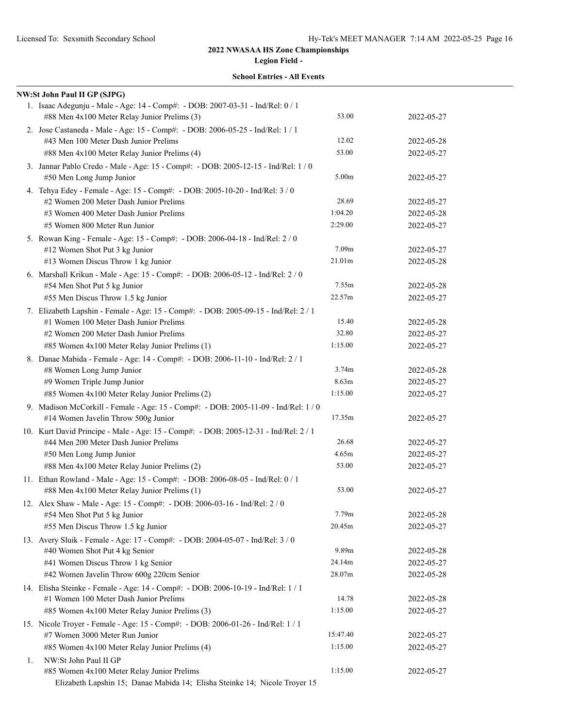## 2022 NWASAA HS Zone Championships

**Legion Field -**

**School Entries - All Events**

**NW:St John Paul II GP (SJPG)**

1. Isaac Adegunju - Male - Age: 14 - Comp#: - DOB: 2007-03-31 - Ind/Rel: 0 / 1

| Event | Mark | Date |
|---|---|---|
| #88 Men 4x100 Meter Relay Junior Prelims (3) | 53.00 | 2022-05-27 |

2. Jose Castaneda - Male - Age: 15 - Comp#: - DOB: 2006-05-25 - Ind/Rel: 1 / 1

| Event | Mark | Date |
|---|---|---|
| #43 Men 100 Meter Dash Junior Prelims | 12.02 | 2022-05-28 |
| #88 Men 4x100 Meter Relay Junior Prelims (4) | 53.00 | 2022-05-27 |

3. Jannar Pablo Credo - Male - Age: 15 - Comp#: - DOB: 2005-12-15 - Ind/Rel: 1 / 0

| Event | Mark | Date |
|---|---|---|
| #50 Men Long Jump Junior | 5.00m | 2022-05-27 |

4. Tehya Edey - Female - Age: 15 - Comp#: - DOB: 2005-10-20 - Ind/Rel: 3 / 0

| Event | Mark | Date |
|---|---|---|
| #2 Women 200 Meter Dash Junior Prelims | 28.69 | 2022-05-27 |
| #3 Women 400 Meter Dash Junior Prelims | 1:04.20 | 2022-05-28 |
| #5 Women 800 Meter Run Junior | 2:29.00 | 2022-05-27 |

5. Rowan King - Female - Age: 15 - Comp#: - DOB: 2006-04-18 - Ind/Rel: 2 / 0

| Event | Mark | Date |
|---|---|---|
| #12 Women Shot Put 3 kg Junior | 7.09m | 2022-05-27 |
| #13 Women Discus Throw 1 kg Junior | 21.01m | 2022-05-28 |

6. Marshall Krikun - Male - Age: 15 - Comp#: - DOB: 2006-05-12 - Ind/Rel: 2 / 0

| Event | Mark | Date |
|---|---|---|
| #54 Men Shot Put 5 kg Junior | 7.55m | 2022-05-28 |
| #55 Men Discus Throw 1.5 kg Junior | 22.57m | 2022-05-27 |

7. Elizabeth Lapshin - Female - Age: 15 - Comp#: - DOB: 2005-09-15 - Ind/Rel: 2 / 1

| Event | Mark | Date |
|---|---|---|
| #1 Women 100 Meter Dash Junior Prelims | 15.40 | 2022-05-28 |
| #2 Women 200 Meter Dash Junior Prelims | 32.80 | 2022-05-27 |
| #85 Women 4x100 Meter Relay Junior Prelims (1) | 1:15.00 | 2022-05-27 |

8. Danae Mabida - Female - Age: 14 - Comp#: - DOB: 2006-11-10 - Ind/Rel: 2 / 1

| Event | Mark | Date |
|---|---|---|
| #8 Women Long Jump Junior | 3.74m | 2022-05-28 |
| #9 Women Triple Jump Junior | 8.63m | 2022-05-27 |
| #85 Women 4x100 Meter Relay Junior Prelims (2) | 1:15.00 | 2022-05-27 |

9. Madison McCorkill - Female - Age: 15 - Comp#: - DOB: 2005-11-09 - Ind/Rel: 1 / 0

| Event | Mark | Date |
|---|---|---|
| #14 Women Javelin Throw 500g Junior | 17.35m | 2022-05-27 |

10. Kurt David Principe - Male - Age: 15 - Comp#: - DOB: 2005-12-31 - Ind/Rel: 2 / 1

| Event | Mark | Date |
|---|---|---|
| #44 Men 200 Meter Dash Junior Prelims | 26.68 | 2022-05-27 |
| #50 Men Long Jump Junior | 4.65m | 2022-05-27 |
| #88 Men 4x100 Meter Relay Junior Prelims (2) | 53.00 | 2022-05-27 |

11. Ethan Rowland - Male - Age: 15 - Comp#: - DOB: 2006-08-05 - Ind/Rel: 0 / 1

| Event | Mark | Date |
|---|---|---|
| #88 Men 4x100 Meter Relay Junior Prelims (1) | 53.00 | 2022-05-27 |

12. Alex Shaw - Male - Age: 15 - Comp#: - DOB: 2006-03-16 - Ind/Rel: 2 / 0

| Event | Mark | Date |
|---|---|---|
| #54 Men Shot Put 5 kg Junior | 7.79m | 2022-05-28 |
| #55 Men Discus Throw 1.5 kg Junior | 20.45m | 2022-05-27 |

13. Avery Sluik - Female - Age: 17 - Comp#: - DOB: 2004-05-07 - Ind/Rel: 3 / 0

| Event | Mark | Date |
|---|---|---|
| #40 Women Shot Put 4 kg Senior | 9.89m | 2022-05-28 |
| #41 Women Discus Throw 1 kg Senior | 24.14m | 2022-05-27 |
| #42 Women Javelin Throw 600g 220cm Senior | 28.07m | 2022-05-28 |

14. Elisha Steinke - Female - Age: 14 - Comp#: - DOB: 2006-10-19 - Ind/Rel: 1 / 1

| Event | Mark | Date |
|---|---|---|
| #1 Women 100 Meter Dash Junior Prelims | 14.78 | 2022-05-28 |
| #85 Women 4x100 Meter Relay Junior Prelims (3) | 1:15.00 | 2022-05-27 |

15. Nicole Troyer - Female - Age: 15 - Comp#: - DOB: 2006-01-26 - Ind/Rel: 1 / 1

| Event | Mark | Date |
|---|---|---|
| #7 Women 3000 Meter Run Junior | 15:47.40 | 2022-05-27 |
| #85 Women 4x100 Meter Relay Junior Prelims (4) | 1:15.00 | 2022-05-27 |

1. NW:St John Paul II GP

| Event | Mark | Date |
|---|---|---|
| #85 Women 4x100 Meter Relay Junior Prelims | 1:15.00 | 2022-05-27 |

Elizabeth Lapshin 15; Danae Mabida 14; Elisha Steinke 14; Nicole Troyer 15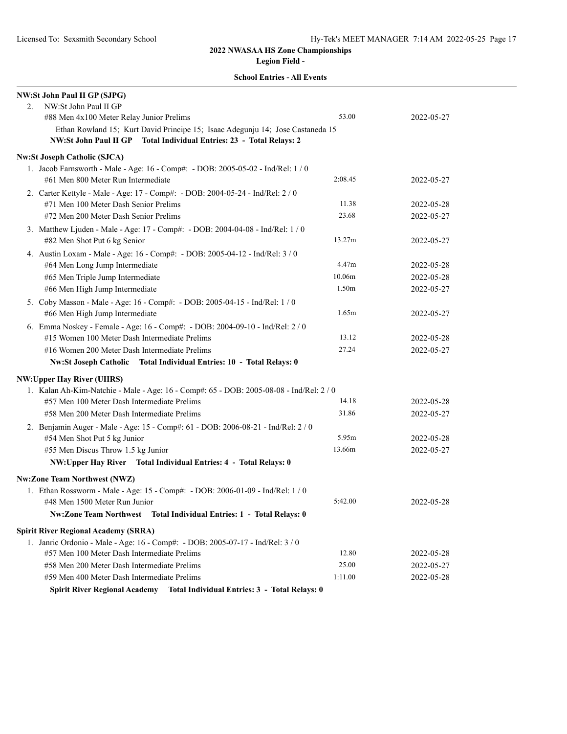## 2022 NWASAA HS Zone Championships

**Legion Field -**

**School Entries - All Events**

**NW:St John Paul II GP (SJPG)**

2. NW:St John Paul II GP

| | | |
|---|---|---|
| #88 Men 4x100 Meter Relay Junior Prelims | 53.00 | 2022-05-27 |

Ethan Rowland 15; Kurt David Principe 15; Isaac Adegunju 14; Jose Castaneda 15

**NW:St John Paul II GP Total Individual Entries: 23 - Total Relays: 2**

**Nw:St Joseph Catholic (SJCA)**

1. Jacob Farnsworth - Male - Age: 16 - Comp#: - DOB: 2005-05-02 - Ind/Rel: 1 / 0

| | | |
|---|---|---|
| #61 Men 800 Meter Run Intermediate | 2:08.45 | 2022-05-27 |

2. Carter Kettyle - Male - Age: 17 - Comp#: - DOB: 2004-05-24 - Ind/Rel: 2 / 0

| | | |
|---|---|---|
| #71 Men 100 Meter Dash Senior Prelims | 11.38 | 2022-05-28 |
| #72 Men 200 Meter Dash Senior Prelims | 23.68 | 2022-05-27 |

3. Matthew Ljuden - Male - Age: 17 - Comp#: - DOB: 2004-04-08 - Ind/Rel: 1 / 0

| | | |
|---|---|---|
| #82 Men Shot Put 6 kg Senior | 13.27m | 2022-05-27 |

4. Austin Loxam - Male - Age: 16 - Comp#: - DOB: 2005-04-12 - Ind/Rel: 3 / 0

| | | |
|---|---|---|
| #64 Men Long Jump Intermediate | 4.47m | 2022-05-28 |
| #65 Men Triple Jump Intermediate | 10.06m | 2022-05-28 |
| #66 Men High Jump Intermediate | 1.50m | 2022-05-27 |

5. Coby Masson - Male - Age: 16 - Comp#: - DOB: 2005-04-15 - Ind/Rel: 1 / 0

| | | |
|---|---|---|
| #66 Men High Jump Intermediate | 1.65m | 2022-05-27 |

6. Emma Noskey - Female - Age: 16 - Comp#: - DOB: 2004-09-10 - Ind/Rel: 2 / 0

| | | |
|---|---|---|
| #15 Women 100 Meter Dash Intermediate Prelims | 13.12 | 2022-05-28 |
| #16 Women 200 Meter Dash Intermediate Prelims | 27.24 | 2022-05-27 |

**Nw:St Joseph Catholic Total Individual Entries: 10 - Total Relays: 0**

**NW:Upper Hay River (UHRS)**

1. Kalan Ah-Kim-Natchie - Male - Age: 16 - Comp#: 65 - DOB: 2005-08-08 - Ind/Rel: 2 / 0

| | | |
|---|---|---|
| #57 Men 100 Meter Dash Intermediate Prelims | 14.18 | 2022-05-28 |
| #58 Men 200 Meter Dash Intermediate Prelims | 31.86 | 2022-05-27 |

2. Benjamin Auger - Male - Age: 15 - Comp#: 61 - DOB: 2006-08-21 - Ind/Rel: 2 / 0

| | | |
|---|---|---|
| #54 Men Shot Put 5 kg Junior | 5.95m | 2022-05-28 |
| #55 Men Discus Throw 1.5 kg Junior | 13.66m | 2022-05-27 |

**NW:Upper Hay River Total Individual Entries: 4 - Total Relays: 0**

**Nw:Zone Team Northwest (NWZ)**

1. Ethan Rossworm - Male - Age: 15 - Comp#: - DOB: 2006-01-09 - Ind/Rel: 1 / 0

| | | |
|---|---|---|
| #48 Men 1500 Meter Run Junior | 5:42.00 | 2022-05-28 |

**Nw:Zone Team Northwest Total Individual Entries: 1 - Total Relays: 0**

**Spirit River Regional Academy (SRRA)**

1. Janric Ordonio - Male - Age: 16 - Comp#: - DOB: 2005-07-17 - Ind/Rel: 3 / 0

| | | |
|---|---|---|
| #57 Men 100 Meter Dash Intermediate Prelims | 12.80 | 2022-05-28 |
| #58 Men 200 Meter Dash Intermediate Prelims | 25.00 | 2022-05-27 |
| #59 Men 400 Meter Dash Intermediate Prelims | 1:11.00 | 2022-05-28 |

**Spirit River Regional Academy Total Individual Entries: 3 - Total Relays: 0**